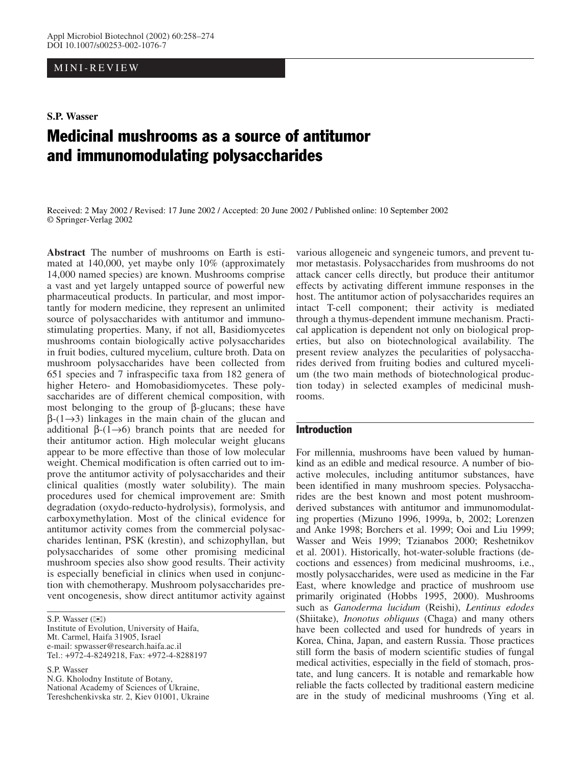Appl Microbiol Biotechnol (2002) 60:258–274
DOI 10.1007/s00253-002-1076-7

MINI-REVIEW

**S.P. Wasser**

# Medicinal mushrooms as a source of antitumor and immunomodulating polysaccharides

Received: 2 May 2002 / Revised: 17 June 2002 / Accepted: 20 June 2002 / Published online: 10 September 2002
© Springer-Verlag 2002

**Abstract** The number of mushrooms on Earth is estimated at 140,000, yet maybe only 10% (approximately 14,000 named species) are known. Mushrooms comprise a vast and yet largely untapped source of powerful new pharmaceutical products. In particular, and most importantly for modern medicine, they represent an unlimited source of polysaccharides with antitumor and immunostimulating properties. Many, if not all, Basidiomycetes mushrooms contain biologically active polysaccharides in fruit bodies, cultured mycelium, culture broth. Data on mushroom polysaccharides have been collected from 651 species and 7 infraspecific taxa from 182 genera of higher Hetero- and Homobasidiomycetes. These polysaccharides are of different chemical composition, with most belonging to the group of β-glucans; these have β-(1→3) linkages in the main chain of the glucan and additional β-(1→6) branch points that are needed for their antitumor action. High molecular weight glucans appear to be more effective than those of low molecular weight. Chemical modification is often carried out to improve the antitumor activity of polysaccharides and their clinical qualities (mostly water solubility). The main procedures used for chemical improvement are: Smith degradation (oxydo-reducto-hydrolysis), formolysis, and carboxymethylation. Most of the clinical evidence for antitumor activity comes from the commercial polysaccharides lentinan, PSK (krestin), and schizophyllan, but polysaccharides of some other promising medicinal mushroom species also show good results. Their activity is especially beneficial in clinics when used in conjunction with chemotherapy. Mushroom polysaccharides prevent oncogenesis, show direct antitumor activity against various allogeneic and syngeneic tumors, and prevent tumor metastasis. Polysaccharides from mushrooms do not attack cancer cells directly, but produce their antitumor effects by activating different immune responses in the host. The antitumor action of polysaccharides requires an intact T-cell component; their activity is mediated through a thymus-dependent immune mechanism. Practical application is dependent not only on biological properties, but also on biotechnological availability. The present review analyzes the pecularities of polysaccharides derived from fruiting bodies and cultured mycelium (the two main methods of biotechnological production today) in selected examples of medicinal mushrooms.

S.P. Wasser (✉)
Institute of Evolution, University of Haifa,
Mt. Carmel, Haifa 31905, Israel
e-mail: spwasser@research.haifa.ac.il
Tel.: +972-4-8249218, Fax: +972-4-8288197

S.P. Wasser
N.G. Kholodny Institute of Botany,
National Academy of Sciences of Ukraine,
Tereshchenkivska str. 2, Kiev 01001, Ukraine

## Introduction

For millennia, mushrooms have been valued by humankind as an edible and medical resource. A number of bioactive molecules, including antitumor substances, have been identified in many mushroom species. Polysaccharides are the best known and most potent mushroom-derived substances with antitumor and immunomodulating properties (Mizuno 1996, 1999a, b, 2002; Lorenzen and Anke 1998; Borchers et al. 1999; Ooi and Liu 1999; Wasser and Weis 1999; Tzianabos 2000; Reshetnikov et al. 2001). Historically, hot-water-soluble fractions (decoctions and essences) from medicinal mushrooms, i.e., mostly polysaccharides, were used as medicine in the Far East, where knowledge and practice of mushroom use primarily originated (Hobbs 1995, 2000). Mushrooms such as *Ganoderma lucidum* (Reishi), *Lentinus edodes* (Shiitake), *Inonotus obliquus* (Chaga) and many others have been collected and used for hundreds of years in Korea, China, Japan, and eastern Russia. Those practices still form the basis of modern scientific studies of fungal medical activities, especially in the field of stomach, prostate, and lung cancers. It is notable and remarkable how reliable the facts collected by traditional eastern medicine are in the study of medicinal mushrooms (Ying et al.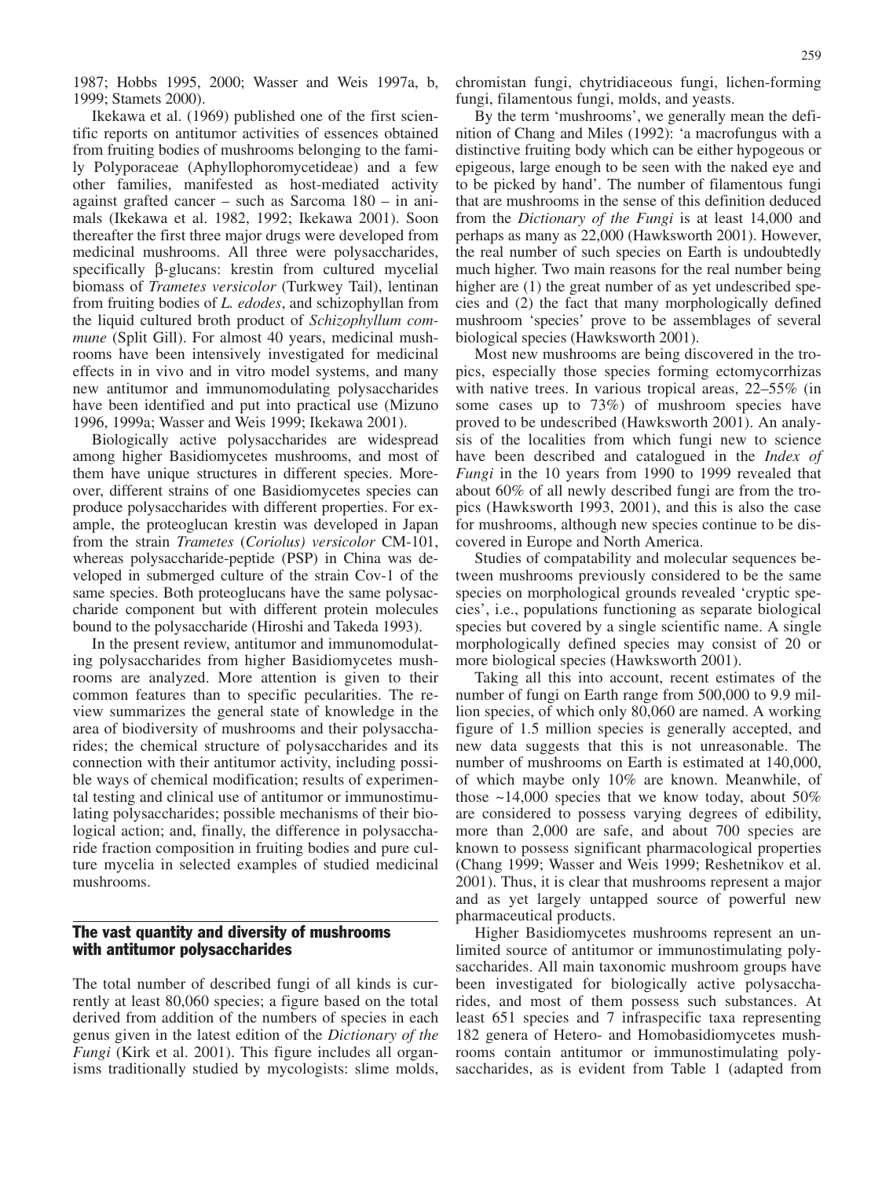1987; Hobbs 1995, 2000; Wasser and Weis 1997a, b, 1999; Stamets 2000).

Ikekawa et al. (1969) published one of the first scientific reports on antitumor activities of essences obtained from fruiting bodies of mushrooms belonging to the family Polyporaceae (Aphyllophoromycetideae) and a few other families, manifested as host-mediated activity against grafted cancer – such as Sarcoma 180 – in animals (Ikekawa et al. 1982, 1992; Ikekawa 2001). Soon thereafter the first three major drugs were developed from medicinal mushrooms. All three were polysaccharides, specifically β-glucans: krestin from cultured mycelial biomass of *Trametes versicolor* (Turkwey Tail), lentinan from fruiting bodies of *L. edodes*, and schizophyllan from the liquid cultured broth product of *Schizophyllum commune* (Split Gill). For almost 40 years, medicinal mushrooms have been intensively investigated for medicinal effects in in vivo and in vitro model systems, and many new antitumor and immunomodulating polysaccharides have been identified and put into practical use (Mizuno 1996, 1999a; Wasser and Weis 1999; Ikekawa 2001).

Biologically active polysaccharides are widespread among higher Basidiomycetes mushrooms, and most of them have unique structures in different species. Moreover, different strains of one Basidiomycetes species can produce polysaccharides with different properties. For example, the proteoglucan krestin was developed in Japan from the strain *Trametes* (*Coriolus) versicolor* CM-101, whereas polysaccharide-peptide (PSP) in China was developed in submerged culture of the strain Cov-1 of the same species. Both proteoglucans have the same polysaccharide component but with different protein molecules bound to the polysaccharide (Hiroshi and Takeda 1993).

In the present review, antitumor and immunomodulating polysaccharides from higher Basidiomycetes mushrooms are analyzed. More attention is given to their common features than to specific pecularities. The review summarizes the general state of knowledge in the area of biodiversity of mushrooms and their polysaccharides; the chemical structure of polysaccharides and its connection with their antitumor activity, including possible ways of chemical modification; results of experimental testing and clinical use of antitumor or immunostimulating polysaccharides; possible mechanisms of their biological action; and, finally, the difference in polysaccharide fraction composition in fruiting bodies and pure culture mycelia in selected examples of studied medicinal mushrooms.

## The vast quantity and diversity of mushrooms with antitumor polysaccharides

The total number of described fungi of all kinds is currently at least 80,060 species; a figure based on the total derived from addition of the numbers of species in each genus given in the latest edition of the *Dictionary of the Fungi* (Kirk et al. 2001). This figure includes all organisms traditionally studied by mycologists: slime molds, chromistan fungi, chytridiaceous fungi, lichen-forming fungi, filamentous fungi, molds, and yeasts.

By the term 'mushrooms', we generally mean the definition of Chang and Miles (1992): 'a macrofungus with a distinctive fruiting body which can be either hypogeous or epigeous, large enough to be seen with the naked eye and to be picked by hand'. The number of filamentous fungi that are mushrooms in the sense of this definition deduced from the *Dictionary of the Fungi* is at least 14,000 and perhaps as many as 22,000 (Hawksworth 2001). However, the real number of such species on Earth is undoubtedly much higher. Two main reasons for the real number being higher are (1) the great number of as yet undescribed species and (2) the fact that many morphologically defined mushroom 'species' prove to be assemblages of several biological species (Hawksworth 2001).

Most new mushrooms are being discovered in the tropics, especially those species forming ectomycorrhizas with native trees. In various tropical areas, 22–55% (in some cases up to 73%) of mushroom species have proved to be undescribed (Hawksworth 2001). An analysis of the localities from which fungi new to science have been described and catalogued in the *Index of Fungi* in the 10 years from 1990 to 1999 revealed that about 60% of all newly described fungi are from the tropics (Hawksworth 1993, 2001), and this is also the case for mushrooms, although new species continue to be discovered in Europe and North America.

Studies of compatability and molecular sequences between mushrooms previously considered to be the same species on morphological grounds revealed 'cryptic species', i.e., populations functioning as separate biological species but covered by a single scientific name. A single morphologically defined species may consist of 20 or more biological species (Hawksworth 2001).

Taking all this into account, recent estimates of the number of fungi on Earth range from 500,000 to 9.9 million species, of which only 80,060 are named. A working figure of 1.5 million species is generally accepted, and new data suggests that this is not unreasonable. The number of mushrooms on Earth is estimated at 140,000, of which maybe only 10% are known. Meanwhile, of those ~14,000 species that we know today, about 50% are considered to possess varying degrees of edibility, more than 2,000 are safe, and about 700 species are known to possess significant pharmacological properties (Chang 1999; Wasser and Weis 1999; Reshetnikov et al. 2001). Thus, it is clear that mushrooms represent a major and as yet largely untapped source of powerful new pharmaceutical products.

Higher Basidiomycetes mushrooms represent an unlimited source of antitumor or immunostimulating polysaccharides. All main taxonomic mushroom groups have been investigated for biologically active polysaccharides, and most of them possess such substances. At least 651 species and 7 infraspecific taxa representing 182 genera of Hetero- and Homobasidiomycetes mushrooms contain antitumor or immunostimulating polysaccharides, as is evident from Table 1 (adapted from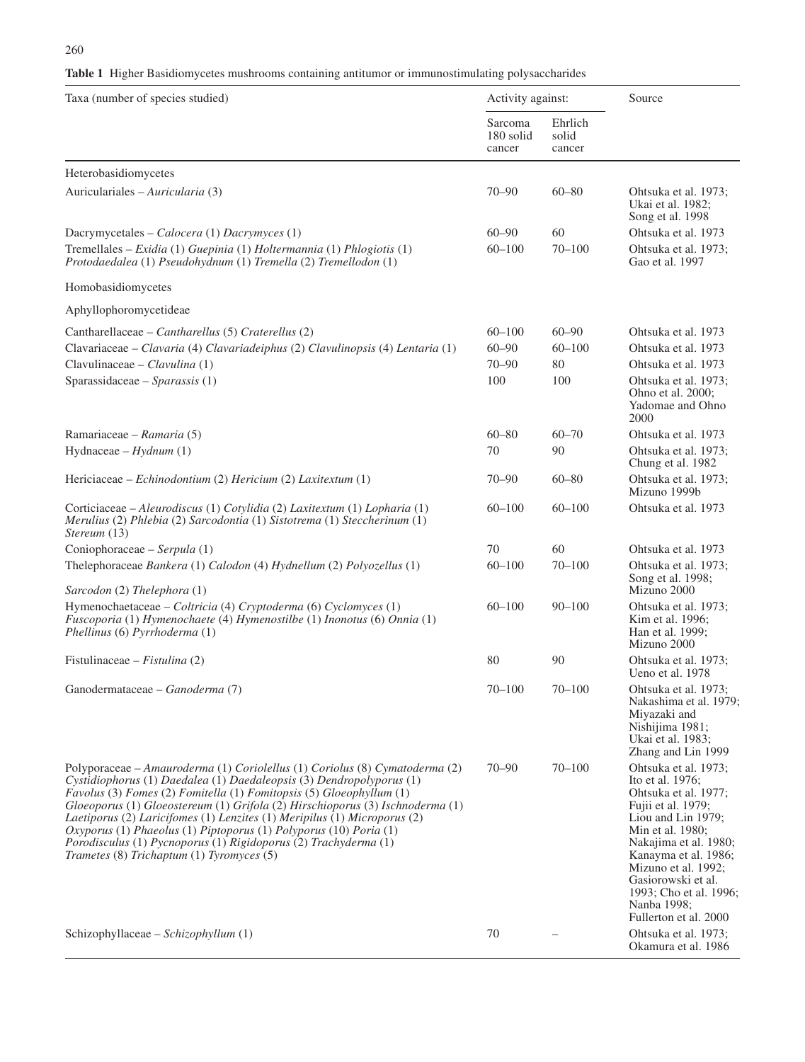**Table 1** Higher Basidiomycetes mushrooms containing antitumor or immunostimulating polysaccharides

| Taxa (number of species studied) | Activity against: | | Source |
|---|---|---|---|
| | Sarcoma 180 solid cancer | Ehrlich solid cancer | |
| Heterobasidiomycetes | | | |
| Auriculariales – *Auricularia* (3) | 70–90 | 60–80 | Ohtsuka et al. 1973; Ukai et al. 1982; Song et al. 1998 |
| Dacrymycetales – *Calocera* (1) *Dacrymyces* (1) | 60–90 | 60 | Ohtsuka et al. 1973 |
| Tremellales – *Exidia* (1) *Guepinia* (1) *Holtermannia* (1) *Phlogiotis* (1) *Protodaedalea* (1) *Pseudohydnum* (1) *Tremella* (2) *Tremellodon* (1) | 60–100 | 70–100 | Ohtsuka et al. 1973; Gao et al. 1997 |
| Homobasidiomycetes | | | |
| Aphyllophoromycetideae | | | |
| Cantharellaceae – *Cantharellus* (5) *Craterellus* (2) | 60–100 | 60–90 | Ohtsuka et al. 1973 |
| Clavariaceae – *Clavaria* (4) *Clavariadeiphus* (2) *Clavulinopsis* (4) *Lentaria* (1) | 60–90 | 60–100 | Ohtsuka et al. 1973 |
| Clavulinaceae – *Clavulina* (1) | 70–90 | 80 | Ohtsuka et al. 1973 |
| Sparassidaceae – *Sparassis* (1) | 100 | 100 | Ohtsuka et al. 1973; Ohno et al. 2000; Yadomae and Ohno 2000 |
| Ramariaceae – *Ramaria* (5) | 60–80 | 60–70 | Ohtsuka et al. 1973 |
| Hydnaceae – *Hydnum* (1) | 70 | 90 | Ohtsuka et al. 1973; Chung et al. 1982 |
| Hericiaceae – *Echinodontium* (2) *Hericium* (2) *Laxitextum* (1) | 70–90 | 60–80 | Ohtsuka et al. 1973; Mizuno 1999b |
| Corticiaceae – *Aleurodiscus* (1) *Cotylidia* (2) *Laxitextum* (1) *Lopharia* (1) *Merulius* (2) *Phlebia* (2) *Sarcodontia* (1) *Sistotrema* (1) *Steccherinum* (1) *Stereum* (13) | 60–100 | 60–100 | Ohtsuka et al. 1973 |
| Coniophoraceae – *Serpula* (1) | 70 | 60 | Ohtsuka et al. 1973 |
| Thelephoraceae *Bankera* (1) *Calodon* (4) *Hydnellum* (2) *Polyozellus* (1) *Sarcodon* (2) *Thelephora* (1) | 60–100 | 70–100 | Ohtsuka et al. 1973; Song et al. 1998; Mizuno 2000 |
| Hymenochaetaceae – *Coltricia* (4) *Cryptoderma* (6) *Cyclomyces* (1) *Fuscoporia* (1) *Hymenochaete* (4) *Hymenostilbe* (1) *Inonotus* (6) *Onnia* (1) *Phellinus* (6) *Pyrrhoderma* (1) | 60–100 | 90–100 | Ohtsuka et al. 1973; Kim et al. 1996; Han et al. 1999; Mizuno 2000 |
| Fistulinaceae – *Fistulina* (2) | 80 | 90 | Ohtsuka et al. 1973; Ueno et al. 1978 |
| Ganodermataceae – *Ganoderma* (7) | 70–100 | 70–100 | Ohtsuka et al. 1973; Nakashima et al. 1979; Miyazaki and Nishijima 1981; Ukai et al. 1983; Zhang and Lin 1999 |
| Polyporaceae – *Amauroderma* (1) *Coriolellus* (1) *Coriolus* (8) *Cymatoderma* (2) *Cystidiophorus* (1) *Daedalea* (1) *Daedaleopsis* (3) *Dendropolyporus* (1) *Favolus* (3) *Fomes* (2) *Fomitella* (1) *Fomitopsis* (5) *Gloeophyllum* (1) *Gloeoporus* (1) *Gloeostereum* (1) *Grifola* (2) *Hirschioporus* (3) *Ischnoderma* (1) *Laetiporus* (2) *Laricifomes* (1) *Lenzites* (1) *Meripilus* (1) *Microporus* (2) *Oxyporus* (1) *Phaeolus* (1) *Piptoporus* (1) *Polyporus* (10) *Poria* (1) *Porodisculus* (1) *Pycnoporus* (1) *Rigidoporus* (2) *Trachyderma* (1) *Trametes* (8) *Trichaptum* (1) *Tyromyces* (5) | 70–90 | 70–100 | Ohtsuka et al. 1973; Ito et al. 1976; Ohtsuka et al. 1977; Fujii et al. 1979; Liou and Lin 1979; Min et al. 1980; Nakajima et al. 1980; Kanayma et al. 1986; Mizuno et al. 1992; Gasiorowski et al. 1993; Cho et al. 1996; Nanba 1998; Fullerton et al. 2000 |
| Schizophyllaceae – *Schizophyllum* (1) | 70 | – | Ohtsuka et al. 1973; Okamura et al. 1986 |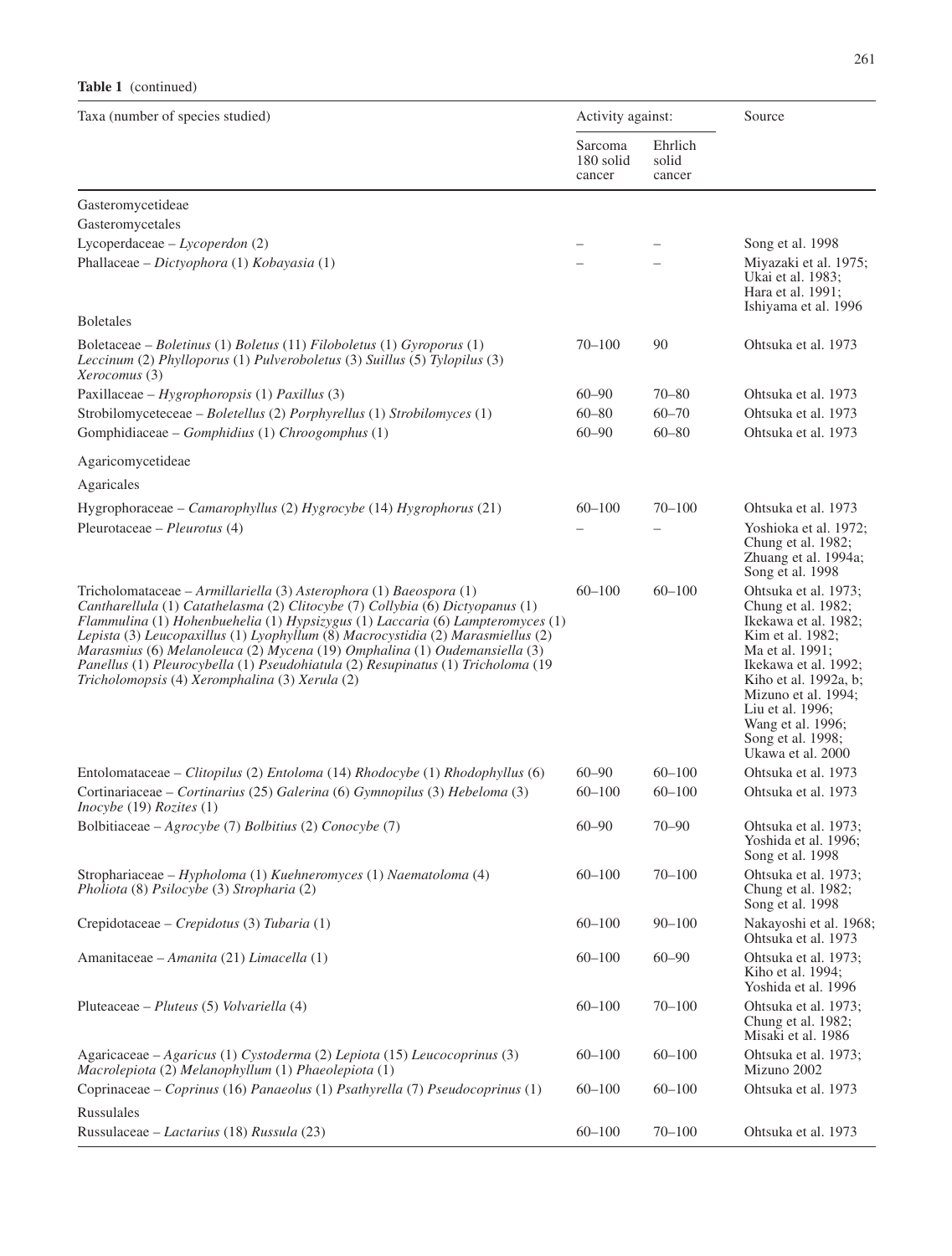**Table 1** (continued)

| Taxa (number of species studied) | Activity against: | | Source |
|---|---|---|---|
| | Sarcoma 180 solid cancer | Ehrlich solid cancer | |
| Gasteromycetideae | | | |
| Gasteromycetales | | | |
| Lycoperdaceae – *Lycoperdon* (2) | – | – | Song et al. 1998 |
| Phallaceae – *Dictyophora* (1) *Kobayasia* (1) | – | – | Miyazaki et al. 1975; Ukai et al. 1983; Hara et al. 1991; Ishiyama et al. 1996 |
| Boletales | | | |
| Boletaceae – *Boletinus* (1) *Boletus* (11) *Filoboletus* (1) *Gyroporus* (1) *Leccinum* (2) *Phylloporus* (1) *Pulveroboletus* (3) *Suillus* (5) *Tylopilus* (3) *Xerocomus* (3) | 70–100 | 90 | Ohtsuka et al. 1973 |
| Paxillaceae – *Hygrophoropsis* (1) *Paxillus* (3) | 60–90 | 70–80 | Ohtsuka et al. 1973 |
| Strobilomyceteceae – *Boletellus* (2) *Porphyrellus* (1) *Strobilomyces* (1) | 60–80 | 60–70 | Ohtsuka et al. 1973 |
| Gomphidiaceae – *Gomphidius* (1) *Chroogomphus* (1) | 60–90 | 60–80 | Ohtsuka et al. 1973 |
| Agaricomycetideae | | | |
| Agaricales | | | |
| Hygrophoraceae – *Camarophyllus* (2) *Hygrocybe* (14) *Hygrophorus* (21) | 60–100 | 70–100 | Ohtsuka et al. 1973 |
| Pleurotaceae – *Pleurotus* (4) | – | – | Yoshioka et al. 1972; Chung et al. 1982; Zhuang et al. 1994a; Song et al. 1998 |
| Tricholomataceae – *Armillariella* (3) *Asterophora* (1) *Baeospora* (1) *Cantharellula* (1) *Catathelasma* (2) *Clitocybe* (7) *Collybia* (6) *Dictyopanus* (1) *Flammulina* (1) *Hohenbuehelia* (1) *Hypsizygus* (1) *Laccaria* (6) *Lampteromyces* (1) *Lepista* (3) *Leucopaxillus* (1) *Lyophyllum* (8) *Macrocystidia* (2) *Marasmiellus* (2) *Marasmius* (6) *Melanoleuca* (2) *Mycena* (19) *Omphalina* (1) *Oudemansiella* (3) *Panellus* (1) *Pleurocybella* (1) *Pseudohiatula* (2) *Resupinatus* (1) *Tricholoma* (19 *Tricholomopsis* (4) *Xeromphalina* (3) *Xerula* (2) | 60–100 | 60–100 | Ohtsuka et al. 1973; Chung et al. 1982; Ikekawa et al. 1982; Kim et al. 1982; Ma et al. 1991; Ikekawa et al. 1992; Kiho et al. 1992a, b; Mizuno et al. 1994; Liu et al. 1996; Wang et al. 1996; Song et al. 1998; Ukawa et al. 2000 |
| Entolomataceae – *Clitopilus* (2) *Entoloma* (14) *Rhodocybe* (1) *Rhodophyllus* (6) | 60–90 | 60–100 | Ohtsuka et al. 1973 |
| Cortinariaceae – *Cortinarius* (25) *Galerina* (6) *Gymnopilus* (3) *Hebeloma* (3) *Inocybe* (19) *Rozites* (1) | 60–100 | 60–100 | Ohtsuka et al. 1973 |
| Bolbitiaceae – *Agrocybe* (7) *Bolbitius* (2) *Conocybe* (7) | 60–90 | 70–90 | Ohtsuka et al. 1973; Yoshida et al. 1996; Song et al. 1998 |
| Strophariaceae – *Hypholoma* (1) *Kuehneromyces* (1) *Naematoloma* (4) *Pholiota* (8) *Psilocybe* (3) *Stropharia* (2) | 60–100 | 70–100 | Ohtsuka et al. 1973; Chung et al. 1982; Song et al. 1998 |
| Crepidotaceae – *Crepidotus* (3) *Tubaria* (1) | 60–100 | 90–100 | Nakayoshi et al. 1968; Ohtsuka et al. 1973 |
| Amanitaceae – *Amanita* (21) *Limacella* (1) | 60–100 | 60–90 | Ohtsuka et al. 1973; Kiho et al. 1994; Yoshida et al. 1996 |
| Pluteaceae – *Pluteus* (5) *Volvariella* (4) | 60–100 | 70–100 | Ohtsuka et al. 1973; Chung et al. 1982; Misaki et al. 1986 |
| Agaricaceae – *Agaricus* (1) *Cystoderma* (2) *Lepiota* (15) *Leucocoprinus* (3) *Macrolepiota* (2) *Melanophyllum* (1) *Phaeolepiota* (1) | 60–100 | 60–100 | Ohtsuka et al. 1973; Mizuno 2002 |
| Coprinaceae – *Coprinus* (16) *Panaeolus* (1) *Psathyrella* (7) *Pseudocoprinus* (1) | 60–100 | 60–100 | Ohtsuka et al. 1973 |
| Russulales | | | |
| Russulaceae – *Lactarius* (18) *Russula* (23) | 60–100 | 70–100 | Ohtsuka et al. 1973 |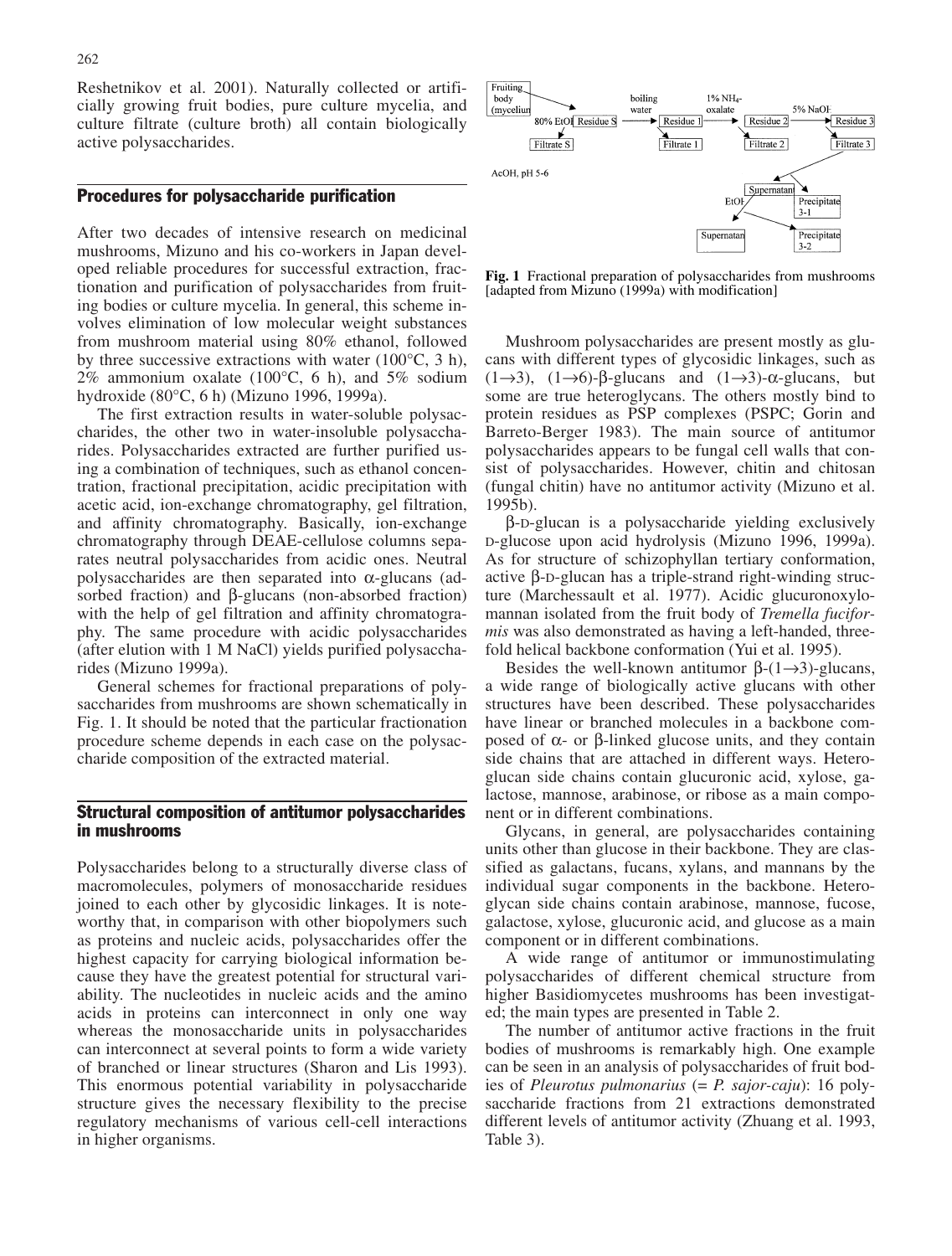Reshetnikov et al. 2001). Naturally collected or artificially growing fruit bodies, pure culture mycelia, and culture filtrate (culture broth) all contain biologically active polysaccharides.

## Procedures for polysaccharide purification

After two decades of intensive research on medicinal mushrooms, Mizuno and his co-workers in Japan developed reliable procedures for successful extraction, fractionation and purification of polysaccharides from fruiting bodies or culture mycelia. In general, this scheme involves elimination of low molecular weight substances from mushroom material using 80% ethanol, followed by three successive extractions with water (100°C, 3 h), 2% ammonium oxalate (100°C, 6 h), and 5% sodium hydroxide (80°C, 6 h) (Mizuno 1996, 1999a).

The first extraction results in water-soluble polysaccharides, the other two in water-insoluble polysaccharides. Polysaccharides extracted are further purified using a combination of techniques, such as ethanol concentration, fractional precipitation, acidic precipitation with acetic acid, ion-exchange chromatography, gel filtration, and affinity chromatography. Basically, ion-exchange chromatography through DEAE-cellulose columns separates neutral polysaccharides from acidic ones. Neutral polysaccharides are then separated into α-glucans (adsorbed fraction) and β-glucans (non-absorbed fraction) with the help of gel filtration and affinity chromatography. The same procedure with acidic polysaccharides (after elution with 1 M NaCl) yields purified polysaccharides (Mizuno 1999a).

General schemes for fractional preparations of polysaccharides from mushrooms are shown schematically in Fig. 1. It should be noted that the particular fractionation procedure scheme depends in each case on the polysaccharide composition of the extracted material.

Fruiting body (mycelium) → 80% EtOH → Residue S → boiling water → Residue 1 → 1% $NH_4$-oxalate → Residue 2 → 5% NaOH → Residue 3

Filtrate S; Filtrate 1; Filtrate 2; Filtrate 3

AcOH, pH 5-6 → Supernatant / Precipitate 3-1

Supernatant → EtOH → Supernatant / Precipitate 3-2

**Fig. 1** Fractional preparation of polysaccharides from mushrooms [adapted from Mizuno (1999a) with modification]

## Structural composition of antitumor polysaccharides in mushrooms

Polysaccharides belong to a structurally diverse class of macromolecules, polymers of monosaccharide residues joined to each other by glycosidic linkages. It is noteworthy that, in comparison with other biopolymers such as proteins and nucleic acids, polysaccharides offer the highest capacity for carrying biological information because they have the greatest potential for structural variability. The nucleotides in nucleic acids and the amino acids in proteins can interconnect in only one way whereas the monosaccharide units in polysaccharides can interconnect at several points to form a wide variety of branched or linear structures (Sharon and Lis 1993). This enormous potential variability in polysaccharide structure gives the necessary flexibility to the precise regulatory mechanisms of various cell-cell interactions in higher organisms.

Mushroom polysaccharides are present mostly as glucans with different types of glycosidic linkages, such as (1→3), (1→6)-β-glucans and (1→3)-α-glucans, but some are true heteroglycans. The others mostly bind to protein residues as PSP complexes (PSPC; Gorin and Barreto-Berger 1983). The main source of antitumor polysaccharides appears to be fungal cell walls that consist of polysaccharides. However, chitin and chitosan (fungal chitin) have no antitumor activity (Mizuno et al. 1995b).

β-D-glucan is a polysaccharide yielding exclusively D-glucose upon acid hydrolysis (Mizuno 1996, 1999a). As for structure of schizophyllan tertiary conformation, active β-D-glucan has a triple-strand right-winding structure (Marchessault et al. 1977). Acidic glucuronoxylomannan isolated from the fruit body of *Tremella fuciformis* was also demonstrated as having a left-handed, threefold helical backbone conformation (Yui et al. 1995).

Besides the well-known antitumor β-(1→3)-glucans, a wide range of biologically active glucans with other structures have been described. These polysaccharides have linear or branched molecules in a backbone composed of α- or β-linked glucose units, and they contain side chains that are attached in different ways. Heteroglucan side chains contain glucuronic acid, xylose, galactose, mannose, arabinose, or ribose as a main component or in different combinations.

Glycans, in general, are polysaccharides containing units other than glucose in their backbone. They are classified as galactans, fucans, xylans, and mannans by the individual sugar components in the backbone. Heteroglycan side chains contain arabinose, mannose, fucose, galactose, xylose, glucuronic acid, and glucose as a main component or in different combinations.

A wide range of antitumor or immunostimulating polysaccharides of different chemical structure from higher Basidiomycetes mushrooms has been investigated; the main types are presented in Table 2.

The number of antitumor active fractions in the fruit bodies of mushrooms is remarkably high. One example can be seen in an analysis of polysaccharides of fruit bodies of *Pleurotus pulmonarius* (= *P. sajor-caju*): 16 polysaccharide fractions from 21 extractions demonstrated different levels of antitumor activity (Zhuang et al. 1993, Table 3).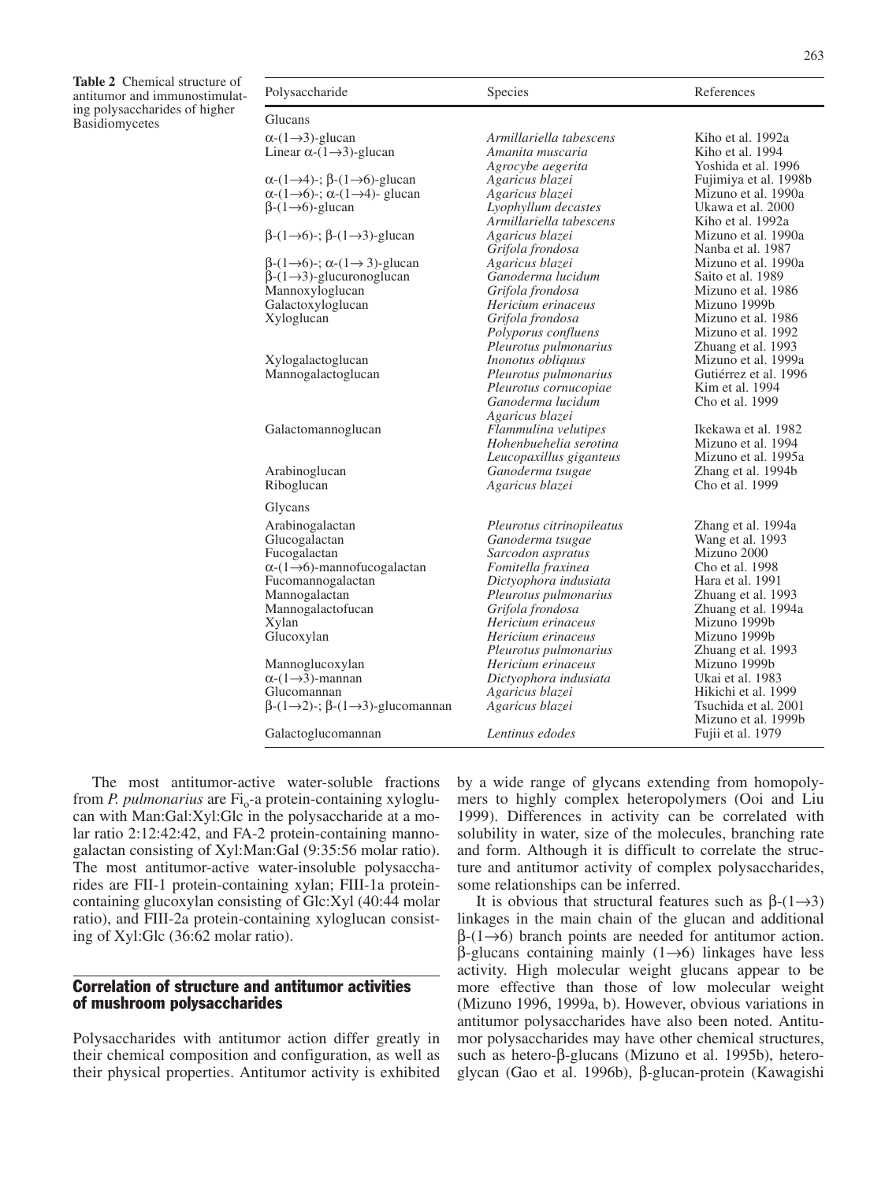**Table 2** Chemical structure of antitumor and immunostimulating polysaccharides of higher Basidiomycetes

| Polysaccharide | Species | References |
|---|---|---|
| Glucans | | |
| α-(1→3)-glucan | *Armillariella tabescens* | Kiho et al. 1992a |
| Linear α-(1→3)-glucan | *Amanita muscaria* | Kiho et al. 1994 |
| | *Agrocybe aegerita* | Yoshida et al. 1996 |
| α-(1→4)-; β-(1→6)-glucan | *Agaricus blazei* | Fujimiya et al. 1998b |
| α-(1→6)-; α-(1→4)- glucan | *Agaricus blazei* | Mizuno et al. 1990a |
| β-(1→6)-glucan | *Lyophyllum decastes* | Ukawa et al. 2000 |
| | *Armillariella tabescens* | Kiho et al. 1992a |
| β-(1→6)-; β-(1→3)-glucan | *Agaricus blazei* | Mizuno et al. 1990a |
| | *Grifola frondosa* | Nanba et al. 1987 |
| β-(1→6)-; α-(1→ 3)-glucan | *Agaricus blazei* | Mizuno et al. 1990a |
| β-(1→3)-glucuronoglucan | *Ganoderma lucidum* | Saito et al. 1989 |
| Mannoxyloglucan | *Grifola frondosa* | Mizuno et al. 1986 |
| Galactoxyloglucan | *Hericium erinaceus* | Mizuno 1999b |
| Xyloglucan | *Grifola frondosa* | Mizuno et al. 1986 |
| | *Polyporus confluens* | Mizuno et al. 1992 |
| | *Pleurotus pulmonarius* | Zhuang et al. 1993 |
| Xylogalactoglucan | *Inonotus obliquus* | Mizuno et al. 1999a |
| Mannogalactoglucan | *Pleurotus pulmonarius* | Gutiérrez et al. 1996 |
| | *Pleurotus cornucopiae* | Kim et al. 1994 |
| | *Ganoderma lucidum* | Cho et al. 1999 |
| | *Agaricus blazei* | |
| Galactomannoglucan | *Flammulina velutipes* | Ikekawa et al. 1982 |
| | *Hohenbuehelia serotina* | Mizuno et al. 1994 |
| | *Leucopaxillus giganteus* | Mizuno et al. 1995a |
| Arabinoglucan | *Ganoderma tsugae* | Zhang et al. 1994b |
| Riboglucan | *Agaricus blazei* | Cho et al. 1999 |
| Glycans | | |
| Arabinogalactan | *Pleurotus citrinopileatus* | Zhang et al. 1994a |
| Glucogalactan | *Ganoderma tsugae* | Wang et al. 1993 |
| Fucogalactan | *Sarcodon aspratus* | Mizuno 2000 |
| α-(1→6)-mannofucogalactan | *Fomitella fraxinea* | Cho et al. 1998 |
| Fucomannogalactan | *Dictyophora indusiata* | Hara et al. 1991 |
| Mannogalactan | *Pleurotus pulmonarius* | Zhuang et al. 1993 |
| Mannogalactofucan | *Grifola frondosa* | Zhuang et al. 1994a |
| Xylan | *Hericium erinaceus* | Mizuno 1999b |
| Glucoxylan | *Hericium erinaceus* | Mizuno 1999b |
| | *Pleurotus pulmonarius* | Zhuang et al. 1993 |
| Mannoglucoxylan | *Hericium erinaceus* | Mizuno 1999b |
| α-(1→3)-mannan | *Dictyophora indusiata* | Ukai et al. 1983 |
| Glucomannan | *Agaricus blazei* | Hikichi et al. 1999 |
| β-(1→2)-; β-(1→3)-glucomannan | *Agaricus blazei* | Tsuchida et al. 2001 |
| | | Mizuno et al. 1999b |
| Galactoglucomannan | *Lentinus edodes* | Fujii et al. 1979 |

The most antitumor-active water-soluble fractions from *P. pulmonarius* are $Fi_o$-a protein-containing xyloglucan with Man:Gal:Xyl:Glc in the polysaccharide at a molar ratio 2:12:42:42, and FA-2 protein-containing mannogalactan consisting of Xyl:Man:Gal (9:35:56 molar ratio). The most antitumor-active water-insoluble polysaccharides are FII-1 protein-containing xylan; FIII-1a protein-containing glucoxylan consisting of Glc:Xyl (40:44 molar ratio), and FIII-2a protein-containing xyloglucan consisting of Xyl:Glc (36:62 molar ratio).

## Correlation of structure and antitumor activities of mushroom polysaccharides

Polysaccharides with antitumor action differ greatly in their chemical composition and configuration, as well as their physical properties. Antitumor activity is exhibited by a wide range of glycans extending from homopolymers to highly complex heteropolymers (Ooi and Liu 1999). Differences in activity can be correlated with solubility in water, size of the molecules, branching rate and form. Although it is difficult to correlate the structure and antitumor activity of complex polysaccharides, some relationships can be inferred.

It is obvious that structural features such as β-(1→3) linkages in the main chain of the glucan and additional β-(1→6) branch points are needed for antitumor action. β-glucans containing mainly (1→6) linkages have less activity. High molecular weight glucans appear to be more effective than those of low molecular weight (Mizuno 1996, 1999a, b). However, obvious variations in antitumor polysaccharides have also been noted. Antitumor polysaccharides may have other chemical structures, such as hetero-β-glucans (Mizuno et al. 1995b), heteroglycan (Gao et al. 1996b), β-glucan-protein (Kawagishi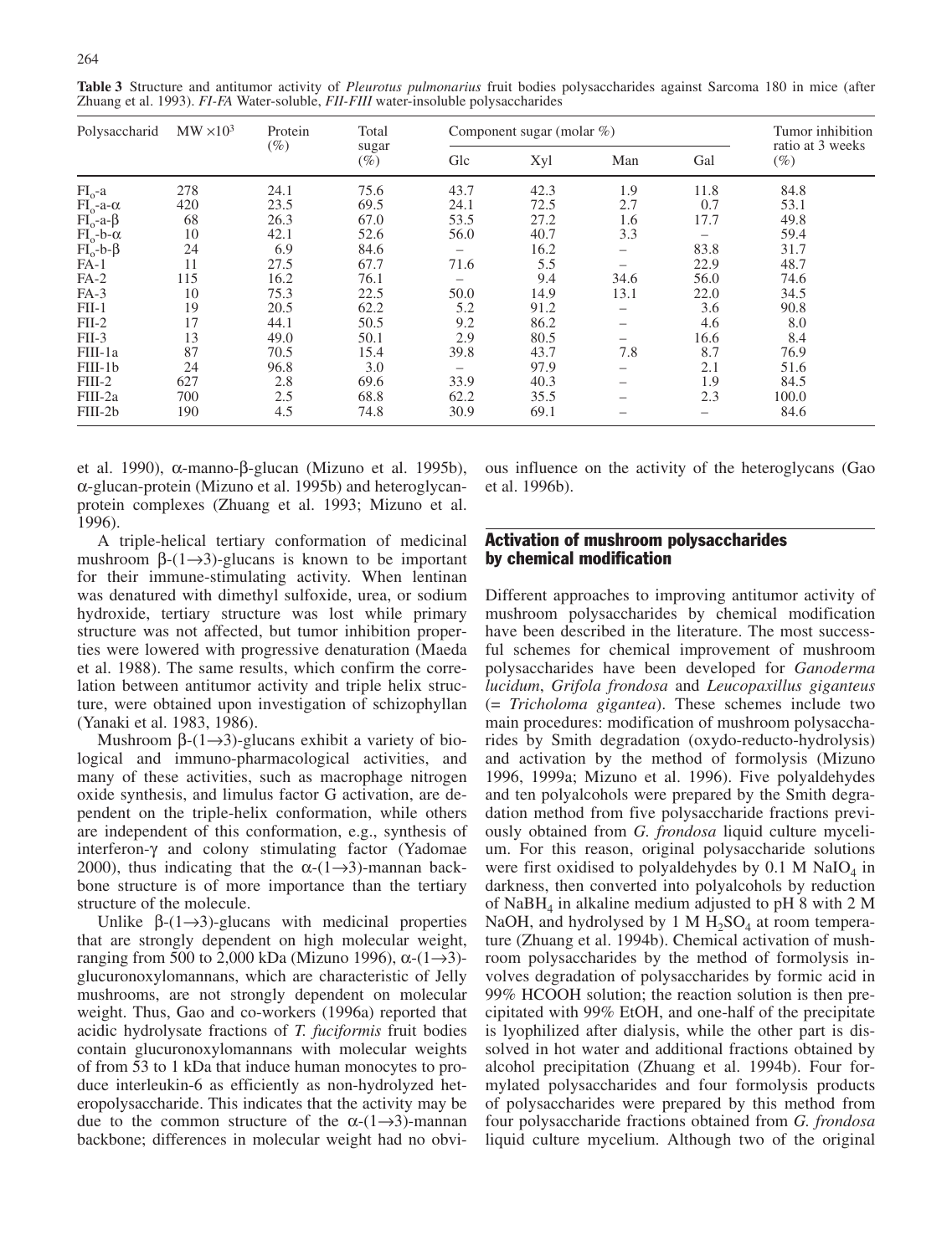**Table 3** Structure and antitumor activity of *Pleurotus pulmonarius* fruit bodies polysaccharides against Sarcoma 180 in mice (after Zhuang et al. 1993). *FI-FA* Water-soluble, *FII-FIII* water-insoluble polysaccharides

| Polysaccharid | MW $\times 10^3$ | Protein (%) | Total sugar (%) | Component sugar (molar %) | | | | Tumor inhibition ratio at 3 weeks (%) |
|---|---|---|---|---|---|---|---|---|
| | | | | Glc | Xyl | Man | Gal | |
| $FI_o$-a | 278 | 24.1 | 75.6 | 43.7 | 42.3 | 1.9 | 11.8 | 84.8 |
| $FI_o$-a-α | 420 | 23.5 | 69.5 | 24.1 | 72.5 | 2.7 | 0.7 | 53.1 |
| $FI_o$-a-β | 68 | 26.3 | 67.0 | 53.5 | 27.2 | 1.6 | 17.7 | 49.8 |
| $FI_o$-b-α | 10 | 42.1 | 52.6 | 56.0 | 40.7 | 3.3 | – | 59.4 |
| $FI_o$-b-β | 24 | 6.9 | 84.6 | – | 16.2 | – | 83.8 | 31.7 |
| FA-1 | 11 | 27.5 | 67.7 | 71.6 | 5.5 | – | 22.9 | 48.7 |
| FA-2 | 115 | 16.2 | 76.1 | – | 9.4 | 34.6 | 56.0 | 74.6 |
| FA-3 | 10 | 75.3 | 22.5 | 50.0 | 14.9 | 13.1 | 22.0 | 34.5 |
| FII-1 | 19 | 20.5 | 62.2 | 5.2 | 91.2 | – | 3.6 | 90.8 |
| FII-2 | 17 | 44.1 | 50.5 | 9.2 | 86.2 | – | 4.6 | 8.0 |
| FII-3 | 13 | 49.0 | 50.1 | 2.9 | 80.5 | – | 16.6 | 8.4 |
| FIII-1a | 87 | 70.5 | 15.4 | 39.8 | 43.7 | 7.8 | 8.7 | 76.9 |
| FIII-1b | 24 | 96.8 | 3.0 | – | 97.9 | – | 2.1 | 51.6 |
| FIII-2 | 627 | 2.8 | 69.6 | 33.9 | 40.3 | – | 1.9 | 84.5 |
| FIII-2a | 700 | 2.5 | 68.8 | 62.2 | 35.5 | – | 2.3 | 100.0 |
| FIII-2b | 190 | 4.5 | 74.8 | 30.9 | 69.1 | – | – | 84.6 |

et al. 1990), α-manno-β-glucan (Mizuno et al. 1995b), α-glucan-protein (Mizuno et al. 1995b) and heteroglycan-protein complexes (Zhuang et al. 1993; Mizuno et al. 1996).

A triple-helical tertiary conformation of medicinal mushroom β-(1→3)-glucans is known to be important for their immune-stimulating activity. When lentinan was denatured with dimethyl sulfoxide, urea, or sodium hydroxide, tertiary structure was lost while primary structure was not affected, but tumor inhibition properties were lowered with progressive denaturation (Maeda et al. 1988). The same results, which confirm the correlation between antitumor activity and triple helix structure, were obtained upon investigation of schizophyllan (Yanaki et al. 1983, 1986).

Mushroom β-(1→3)-glucans exhibit a variety of biological and immuno-pharmacological activities, and many of these activities, such as macrophage nitrogen oxide synthesis, and limulus factor G activation, are dependent on the triple-helix conformation, while others are independent of this conformation, e.g., synthesis of interferon-γ and colony stimulating factor (Yadomae 2000), thus indicating that the α-(1→3)-mannan backbone structure is of more importance than the tertiary structure of the molecule.

Unlike β-(1→3)-glucans with medicinal properties that are strongly dependent on high molecular weight, ranging from 500 to 2,000 kDa (Mizuno 1996), α-(1→3)-glucuronoxylomannans, which are characteristic of Jelly mushrooms, are not strongly dependent on molecular weight. Thus, Gao and co-workers (1996a) reported that acidic hydrolysate fractions of *T. fuciformis* fruit bodies contain glucuronoxylomannans with molecular weights of from 53 to 1 kDa that induce human monocytes to produce interleukin-6 as efficiently as non-hydrolyzed heteropolysaccharide. This indicates that the activity may be due to the common structure of the α-(1→3)-mannan backbone; differences in molecular weight had no obvious influence on the activity of the heteroglycans (Gao et al. 1996b).

## Activation of mushroom polysaccharides by chemical modification

Different approaches to improving antitumor activity of mushroom polysaccharides by chemical modification have been described in the literature. The most successful schemes for chemical improvement of mushroom polysaccharides have been developed for *Ganoderma lucidum*, *Grifola frondosa* and *Leucopaxillus giganteus* (= *Tricholoma gigantea*). These schemes include two main procedures: modification of mushroom polysaccharides by Smith degradation (oxydo-reducto-hydrolysis) and activation by the method of formolysis (Mizuno 1996, 1999a; Mizuno et al. 1996). Five polyaldehydes and ten polyalcohols were prepared by the Smith degradation method from five polysaccharide fractions previously obtained from *G. frondosa* liquid culture mycelium. For this reason, original polysaccharide solutions were first oxidised to polyaldehydes by 0.1 M $NaIO_4$ in darkness, then converted into polyalcohols by reduction of $NaBH_4$ in alkaline medium adjusted to pH 8 with 2 M NaOH, and hydrolysed by 1 M $H_2SO_4$ at room temperature (Zhuang et al. 1994b). Chemical activation of mushroom polysaccharides by the method of formolysis involves degradation of polysaccharides by formic acid in 99% HCOOH solution; the reaction solution is then precipitated with 99% EtOH, and one-half of the precipitate is lyophilized after dialysis, while the other part is dissolved in hot water and additional fractions obtained by alcohol precipitation (Zhuang et al. 1994b). Four formylated polysaccharides and four formolysis products of polysaccharides were prepared by this method from four polysaccharide fractions obtained from *G. frondosa* liquid culture mycelium. Although two of the original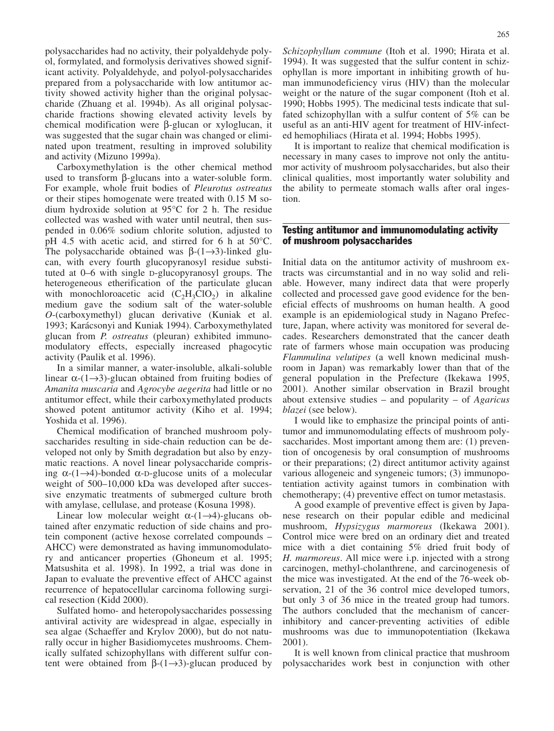polysaccharides had no activity, their polyaldehyde polyol, formylated, and formolysis derivatives showed significant activity. Polyaldehyde, and polyol-polysaccharides prepared from a polysaccharide with low antitumor activity showed activity higher than the original polysaccharide (Zhuang et al. 1994b). As all original polysaccharide fractions showing elevated activity levels by chemical modification were β-glucan or xyloglucan, it was suggested that the sugar chain was changed or eliminated upon treatment, resulting in improved solubility and activity (Mizuno 1999a).

Carboxymethylation is the other chemical method used to transform β-glucans into a water-soluble form. For example, whole fruit bodies of *Pleurotus ostreatus* or their stipes homogenate were treated with 0.15 M sodium hydroxide solution at 95°C for 2 h. The residue collected was washed with water until neutral, then suspended in 0.06% sodium chlorite solution, adjusted to pH 4.5 with acetic acid, and stirred for 6 h at 50°C. The polysaccharide obtained was β-(1→3)-linked glucan, with every fourth glucopyranosyl residue substituted at 0–6 with single D-glucopyranosyl groups. The heterogeneous etherification of the particulate glucan with monochloroacetic acid ($C_2H_3ClO_2$) in alkaline medium gave the sodium salt of the water-soluble *O*-(carboxymethyl) glucan derivative (Kuniak et al. 1993; Karácsonyi and Kuniak 1994). Carboxymethylated glucan from *P. ostreatus* (pleuran) exhibited immunomodulatory effects, especially increased phagocytic activity (Paulik et al. 1996).

In a similar manner, a water-insoluble, alkali-soluble linear α-(1→3)-glucan obtained from fruiting bodies of *Amanita muscaria* and *Agrocybe aegerita* had little or no antitumor effect, while their carboxymethylated products showed potent antitumor activity (Kiho et al. 1994; Yoshida et al. 1996).

Chemical modification of branched mushroom polysaccharides resulting in side-chain reduction can be developed not only by Smith degradation but also by enzymatic reactions. A novel linear polysaccharide comprising α-(1→4)-bonded α-D-glucose units of a molecular weight of 500–10,000 kDa was developed after successive enzymatic treatments of submerged culture broth with amylase, cellulase, and protease (Kosuna 1998).

Linear low molecular weight α-(1→4)-glucans obtained after enzymatic reduction of side chains and protein component (active hexose correlated compounds – AHCC) were demonstrated as having immunomodulatory and anticancer properties (Ghoneum et al. 1995; Matsushita et al. 1998). In 1992, a trial was done in Japan to evaluate the preventive effect of AHCC against recurrence of hepatocellular carcinoma following surgical resection (Kidd 2000).

Sulfated homo- and heteropolysaccharides possessing antiviral activity are widespread in algae, especially in sea algae (Schaeffer and Krylov 2000), but do not naturally occur in higher Basidiomycetes mushrooms. Chemically sulfated schizophyllans with different sulfur content were obtained from β-(1→3)-glucan produced by *Schizophyllum commune* (Itoh et al. 1990; Hirata et al. 1994). It was suggested that the sulfur content in schizophyllan is more important in inhibiting growth of human immunodeficiency virus (HIV) than the molecular weight or the nature of the sugar component (Itoh et al. 1990; Hobbs 1995). The medicinal tests indicate that sulfated schizophyllan with a sulfur content of 5% can be useful as an anti-HIV agent for treatment of HIV-infected hemophiliacs (Hirata et al. 1994; Hobbs 1995).

It is important to realize that chemical modification is necessary in many cases to improve not only the antitumor activity of mushroom polysaccharides, but also their clinical qualities, most importantly water solubility and the ability to permeate stomach walls after oral ingestion.

## Testing antitumor and immunomodulating activity of mushroom polysaccharides

Initial data on the antitumor activity of mushroom extracts was circumstantial and in no way solid and reliable. However, many indirect data that were properly collected and processed gave good evidence for the beneficial effects of mushrooms on human health. A good example is an epidemiological study in Nagano Prefecture, Japan, where activity was monitored for several decades. Researchers demonstrated that the cancer death rate of farmers whose main occupation was producing *Flammulina velutipes* (a well known medicinal mushroom in Japan) was remarkably lower than that of the general population in the Prefecture (Ikekawa 1995, 2001). Another similar observation in Brazil brought about extensive studies – and popularity – of *Agaricus blazei* (see below).

I would like to emphasize the principal points of antitumor and immunomodulating effects of mushroom polysaccharides. Most important among them are: (1) prevention of oncogenesis by oral consumption of mushrooms or their preparations; (2) direct antitumor activity against various allogeneic and syngeneic tumors; (3) immunopotentiation activity against tumors in combination with chemotherapy; (4) preventive effect on tumor metastasis.

A good example of preventive effect is given by Japanese research on their popular edible and medicinal mushroom, *Hypsizygus marmoreus* (Ikekawa 2001). Control mice were bred on an ordinary diet and treated mice with a diet containing 5% dried fruit body of *H. marmoreus*. All mice were i.p. injected with a strong carcinogen, methyl-cholanthrene, and carcinogenesis of the mice was investigated. At the end of the 76-week observation, 21 of the 36 control mice developed tumors, but only 3 of 36 mice in the treated group had tumors. The authors concluded that the mechanism of cancer-inhibitory and cancer-preventing activities of edible mushrooms was due to immunopotentiation (Ikekawa 2001).

It is well known from clinical practice that mushroom polysaccharides work best in conjunction with other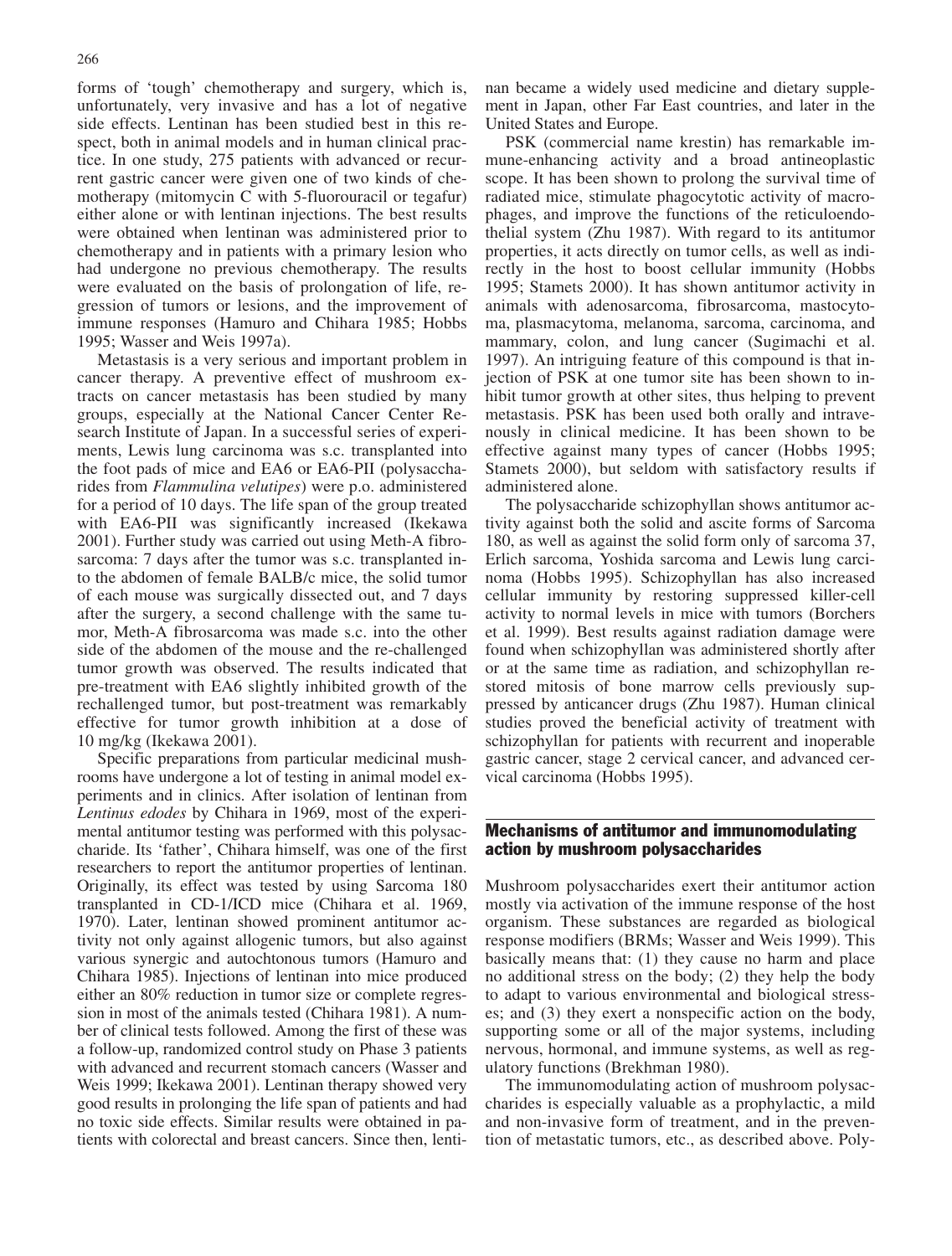forms of 'tough' chemotherapy and surgery, which is, unfortunately, very invasive and has a lot of negative side effects. Lentinan has been studied best in this respect, both in animal models and in human clinical practice. In one study, 275 patients with advanced or recurrent gastric cancer were given one of two kinds of chemotherapy (mitomycin C with 5-fluorouracil or tegafur) either alone or with lentinan injections. The best results were obtained when lentinan was administered prior to chemotherapy and in patients with a primary lesion who had undergone no previous chemotherapy. The results were evaluated on the basis of prolongation of life, regression of tumors or lesions, and the improvement of immune responses (Hamuro and Chihara 1985; Hobbs 1995; Wasser and Weis 1997a).

Metastasis is a very serious and important problem in cancer therapy. A preventive effect of mushroom extracts on cancer metastasis has been studied by many groups, especially at the National Cancer Center Research Institute of Japan. In a successful series of experiments, Lewis lung carcinoma was s.c. transplanted into the foot pads of mice and EA6 or EA6-PII (polysaccharides from *Flammulina velutipes*) were p.o. administered for a period of 10 days. The life span of the group treated with EA6-PII was significantly increased (Ikekawa 2001). Further study was carried out using Meth-A fibrosarcoma: 7 days after the tumor was s.c. transplanted into the abdomen of female BALB/c mice, the solid tumor of each mouse was surgically dissected out, and 7 days after the surgery, a second challenge with the same tumor, Meth-A fibrosarcoma was made s.c. into the other side of the abdomen of the mouse and the re-challenged tumor growth was observed. The results indicated that pre-treatment with EA6 slightly inhibited growth of the rechallenged tumor, but post-treatment was remarkably effective for tumor growth inhibition at a dose of 10 mg/kg (Ikekawa 2001).

Specific preparations from particular medicinal mushrooms have undergone a lot of testing in animal model experiments and in clinics. After isolation of lentinan from *Lentinus edodes* by Chihara in 1969, most of the experimental antitumor testing was performed with this polysaccharide. Its 'father', Chihara himself, was one of the first researchers to report the antitumor properties of lentinan. Originally, its effect was tested by using Sarcoma 180 transplanted in CD-1/ICD mice (Chihara et al. 1969, 1970). Later, lentinan showed prominent antitumor activity not only against allogenic tumors, but also against various synergic and autochtonous tumors (Hamuro and Chihara 1985). Injections of lentinan into mice produced either an 80% reduction in tumor size or complete regression in most of the animals tested (Chihara 1981). A number of clinical tests followed. Among the first of these was a follow-up, randomized control study on Phase 3 patients with advanced and recurrent stomach cancers (Wasser and Weis 1999; Ikekawa 2001). Lentinan therapy showed very good results in prolonging the life span of patients and had no toxic side effects. Similar results were obtained in patients with colorectal and breast cancers. Since then, lentinan became a widely used medicine and dietary supplement in Japan, other Far East countries, and later in the United States and Europe.

PSK (commercial name krestin) has remarkable immune-enhancing activity and a broad antineoplastic scope. It has been shown to prolong the survival time of radiated mice, stimulate phagocytotic activity of macrophages, and improve the functions of the reticuloendothelial system (Zhu 1987). With regard to its antitumor properties, it acts directly on tumor cells, as well as indirectly in the host to boost cellular immunity (Hobbs 1995; Stamets 2000). It has shown antitumor activity in animals with adenosarcoma, fibrosarcoma, mastocytoma, plasmacytoma, melanoma, sarcoma, carcinoma, and mammary, colon, and lung cancer (Sugimachi et al. 1997). An intriguing feature of this compound is that injection of PSK at one tumor site has been shown to inhibit tumor growth at other sites, thus helping to prevent metastasis. PSK has been used both orally and intravenously in clinical medicine. It has been shown to be effective against many types of cancer (Hobbs 1995; Stamets 2000), but seldom with satisfactory results if administered alone.

The polysaccharide schizophyllan shows antitumor activity against both the solid and ascite forms of Sarcoma 180, as well as against the solid form only of sarcoma 37, Erlich sarcoma, Yoshida sarcoma and Lewis lung carcinoma (Hobbs 1995). Schizophyllan has also increased cellular immunity by restoring suppressed killer-cell activity to normal levels in mice with tumors (Borchers et al. 1999). Best results against radiation damage were found when schizophyllan was administered shortly after or at the same time as radiation, and schizophyllan restored mitosis of bone marrow cells previously suppressed by anticancer drugs (Zhu 1987). Human clinical studies proved the beneficial activity of treatment with schizophyllan for patients with recurrent and inoperable gastric cancer, stage 2 cervical cancer, and advanced cervical carcinoma (Hobbs 1995).

## Mechanisms of antitumor and immunomodulating action by mushroom polysaccharides

Mushroom polysaccharides exert their antitumor action mostly via activation of the immune response of the host organism. These substances are regarded as biological response modifiers (BRMs; Wasser and Weis 1999). This basically means that: (1) they cause no harm and place no additional stress on the body; (2) they help the body to adapt to various environmental and biological stresses; and (3) they exert a nonspecific action on the body, supporting some or all of the major systems, including nervous, hormonal, and immune systems, as well as regulatory functions (Brekhman 1980).

The immunomodulating action of mushroom polysaccharides is especially valuable as a prophylactic, a mild and non-invasive form of treatment, and in the prevention of metastatic tumors, etc., as described above. Poly-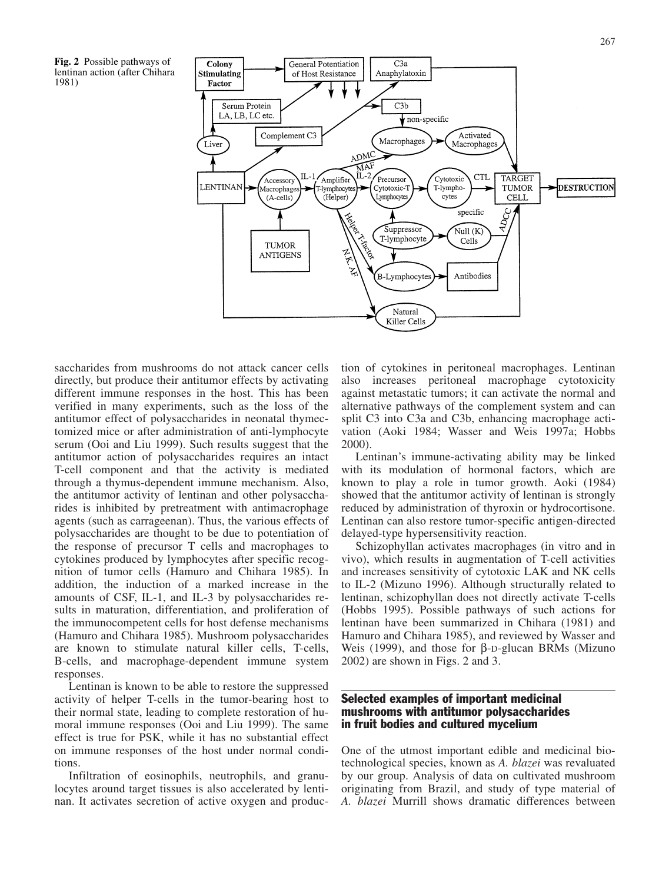**Fig. 2** Possible pathways of lentinan action (after Chihara 1981)

saccharides from mushrooms do not attack cancer cells directly, but produce their antitumor effects by activating different immune responses in the host. This has been verified in many experiments, such as the loss of the antitumor effect of polysaccharides in neonatal thymectomized mice or after administration of anti-lymphocyte serum (Ooi and Liu 1999). Such results suggest that the antitumor action of polysaccharides requires an intact T-cell component and that the activity is mediated through a thymus-dependent immune mechanism. Also, the antitumor activity of lentinan and other polysaccharides is inhibited by pretreatment with antimacrophage agents (such as carrageenan). Thus, the various effects of polysaccharides are thought to be due to potentiation of the response of precursor T cells and macrophages to cytokines produced by lymphocytes after specific recognition of tumor cells (Hamuro and Chihara 1985). In addition, the induction of a marked increase in the amounts of CSF, IL-1, and IL-3 by polysaccharides results in maturation, differentiation, and proliferation of the immunocompetent cells for host defense mechanisms (Hamuro and Chihara 1985). Mushroom polysaccharides are known to stimulate natural killer cells, T-cells, B-cells, and macrophage-dependent immune system responses.

Lentinan is known to be able to restore the suppressed activity of helper T-cells in the tumor-bearing host to their normal state, leading to complete restoration of humoral immune responses (Ooi and Liu 1999). The same effect is true for PSK, while it has no substantial effect on immune responses of the host under normal conditions.

Infiltration of eosinophils, neutrophils, and granulocytes around target tissues is also accelerated by lentinan. It activates secretion of active oxygen and production of cytokines in peritoneal macrophages. Lentinan also increases peritoneal macrophage cytotoxicity against metastatic tumors; it can activate the normal and alternative pathways of the complement system and can split C3 into C3a and C3b, enhancing macrophage activation (Aoki 1984; Wasser and Weis 1997a; Hobbs 2000).

Lentinan's immune-activating ability may be linked with its modulation of hormonal factors, which are known to play a role in tumor growth. Aoki (1984) showed that the antitumor activity of lentinan is strongly reduced by administration of thyroxin or hydrocortisone. Lentinan can also restore tumor-specific antigen-directed delayed-type hypersensitivity reaction.

Schizophyllan activates macrophages (in vitro and in vivo), which results in augmentation of T-cell activities and increases sensitivity of cytotoxic LAK and NK cells to IL-2 (Mizuno 1996). Although structurally related to lentinan, schizophyllan does not directly activate T-cells (Hobbs 1995). Possible pathways of such actions for lentinan have been summarized in Chihara (1981) and Hamuro and Chihara 1985), and reviewed by Wasser and Weis (1999), and those for β-D-glucan BRMs (Mizuno 2002) are shown in Figs. 2 and 3.

## Selected examples of important medicinal mushrooms with antitumor polysaccharides in fruit bodies and cultured mycelium

One of the utmost important edible and medicinal biotechnological species, known as *A. blazei* was revaluated by our group. Analysis of data on cultivated mushroom originating from Brazil, and study of type material of *A. blazei* Murrill shows dramatic differences between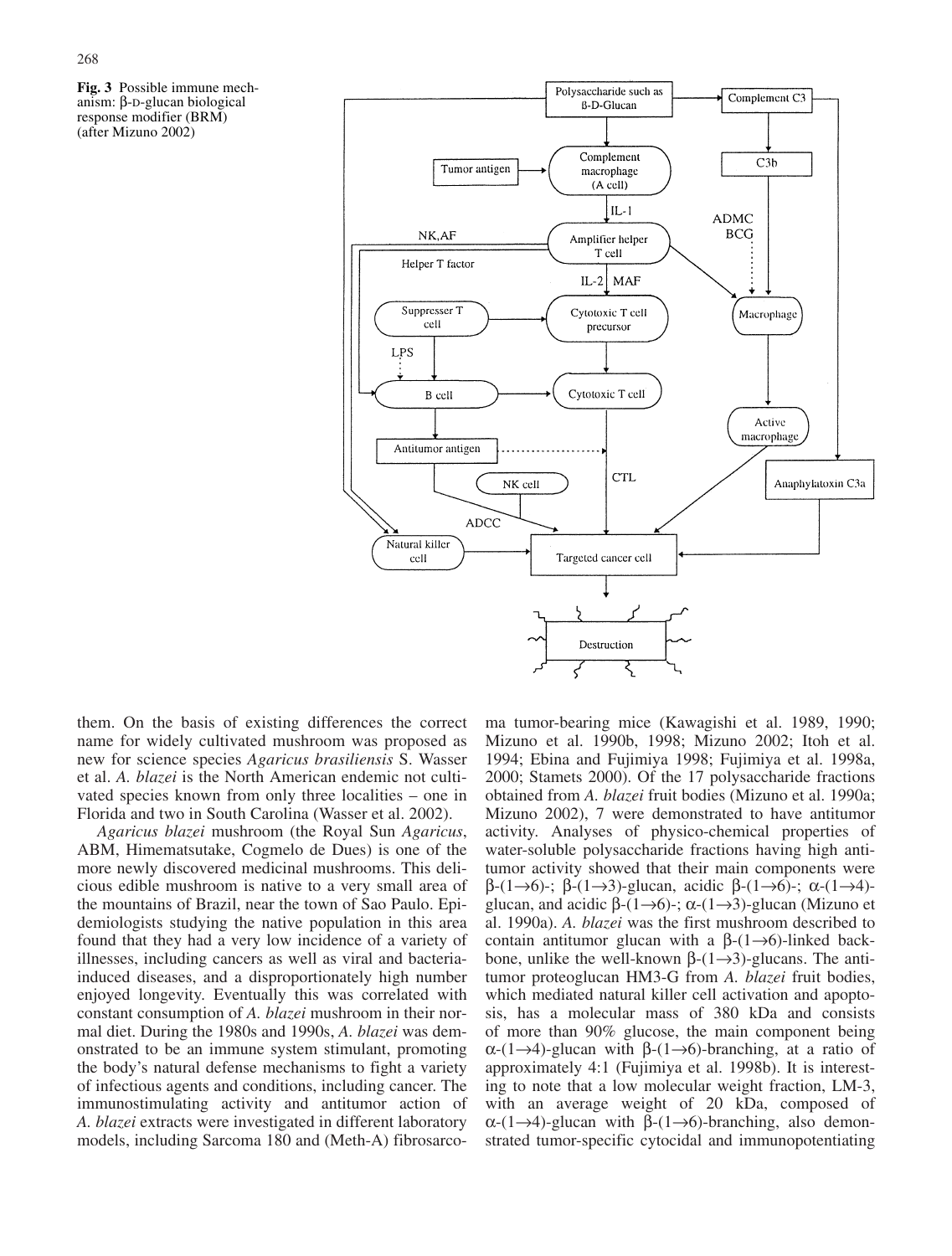**Fig. 3** Possible immune mechanism: β-D-glucan biological response modifier (BRM) (after Mizuno 2002)

them. On the basis of existing differences the correct name for widely cultivated mushroom was proposed as new for science species *Agaricus brasiliensis* S. Wasser et al. *A. blazei* is the North American endemic not cultivated species known from only three localities – one in Florida and two in South Carolina (Wasser et al. 2002).

*Agaricus blazei* mushroom (the Royal Sun *Agaricus*, ABM, Himematsutake, Cogmelo de Dues) is one of the more newly discovered medicinal mushrooms. This delicious edible mushroom is native to a very small area of the mountains of Brazil, near the town of Sao Paulo. Epidemiologists studying the native population in this area found that they had a very low incidence of a variety of illnesses, including cancers as well as viral and bacteria-induced diseases, and a disproportionately high number enjoyed longevity. Eventually this was correlated with constant consumption of *A. blazei* mushroom in their normal diet. During the 1980s and 1990s, *A. blazei* was demonstrated to be an immune system stimulant, promoting the body's natural defense mechanisms to fight a variety of infectious agents and conditions, including cancer. The immunostimulating activity and antitumor action of *A. blazei* extracts were investigated in different laboratory models, including Sarcoma 180 and (Meth-A) fibrosarcoma tumor-bearing mice (Kawagishi et al. 1989, 1990; Mizuno et al. 1990b, 1998; Mizuno 2002; Itoh et al. 1994; Ebina and Fujimiya 1998; Fujimiya et al. 1998a, 2000; Stamets 2000). Of the 17 polysaccharide fractions obtained from *A. blazei* fruit bodies (Mizuno et al. 1990a; Mizuno 2002), 7 were demonstrated to have antitumor activity. Analyses of physico-chemical properties of water-soluble polysaccharide fractions having high antitumor activity showed that their main components were β-(1→6)-; β-(1→3)-glucan, acidic β-(1→6)-; α-(1→4)-glucan, and acidic β-(1→6)-; α-(1→3)-glucan (Mizuno et al. 1990a). *A. blazei* was the first mushroom described to contain antitumor glucan with a β-(1→6)-linked backbone, unlike the well-known β-(1→3)-glucans. The antitumor proteoglucan HM3-G from *A. blazei* fruit bodies, which mediated natural killer cell activation and apoptosis, has a molecular mass of 380 kDa and consists of more than 90% glucose, the main component being α-(1→4)-glucan with β-(1→6)-branching, at a ratio of approximately 4:1 (Fujimiya et al. 1998b). It is interesting to note that a low molecular weight fraction, LM-3, with an average weight of 20 kDa, composed of α-(1→4)-glucan with β-(1→6)-branching, also demonstrated tumor-specific cytocidal and immunopotentiating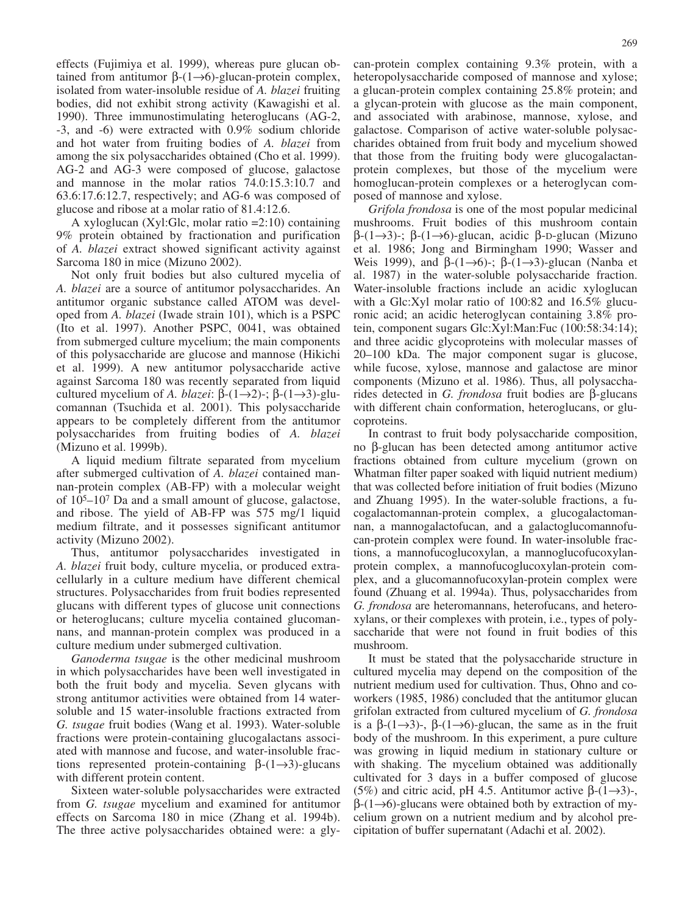effects (Fujimiya et al. 1999), whereas pure glucan obtained from antitumor β-(1→6)-glucan-protein complex, isolated from water-insoluble residue of *A. blazei* fruiting bodies, did not exhibit strong activity (Kawagishi et al. 1990). Three immunostimulating heteroglucans (AG-2, -3, and -6) were extracted with 0.9% sodium chloride and hot water from fruiting bodies of *A. blazei* from among the six polysaccharides obtained (Cho et al. 1999). AG-2 and AG-3 were composed of glucose, galactose and mannose in the molar ratios 74.0:15.3:10.7 and 63.6:17.6:12.7, respectively; and AG-6 was composed of glucose and ribose at a molar ratio of 81.4:12.6.

A xyloglucan (Xyl:Glc, molar ratio =2:10) containing 9% protein obtained by fractionation and purification of *A. blazei* extract showed significant activity against Sarcoma 180 in mice (Mizuno 2002).

Not only fruit bodies but also cultured mycelia of *A. blazei* are a source of antitumor polysaccharides. An antitumor organic substance called ATOM was developed from *A. blazei* (Iwade strain 101), which is a PSPC (Ito et al. 1997). Another PSPC, 0041, was obtained from submerged culture mycelium; the main components of this polysaccharide are glucose and mannose (Hikichi et al. 1999). A new antitumor polysaccharide active against Sarcoma 180 was recently separated from liquid cultured mycelium of *A. blazei*: β-(1→2)-; β-(1→3)-glucomannan (Tsuchida et al. 2001). This polysaccharide appears to be completely different from the antitumor polysaccharides from fruiting bodies of *A. blazei* (Mizuno et al. 1999b).

A liquid medium filtrate separated from mycelium after submerged cultivation of *A. blazei* contained mannan-protein complex (AB-FP) with a molecular weight of $10^5$–$10^7$ Da and a small amount of glucose, galactose, and ribose. The yield of AB-FP was 575 mg/1 liquid medium filtrate, and it possesses significant antitumor activity (Mizuno 2002).

Thus, antitumor polysaccharides investigated in *A. blazei* fruit body, culture mycelia, or produced extracellularly in a culture medium have different chemical structures. Polysaccharides from fruit bodies represented glucans with different types of glucose unit connections or heteroglucans; culture mycelia contained glucomannans, and mannan-protein complex was produced in a culture medium under submerged cultivation.

*Ganoderma tsugae* is the other medicinal mushroom in which polysaccharides have been well investigated in both the fruit body and mycelia. Seven glycans with strong antitumor activities were obtained from 14 water-soluble and 15 water-insoluble fractions extracted from *G. tsugae* fruit bodies (Wang et al. 1993). Water-soluble fractions were protein-containing glucogalactans associated with mannose and fucose, and water-insoluble fractions represented protein-containing β-(1→3)-glucans with different protein content.

Sixteen water-soluble polysaccharides were extracted from *G. tsugae* mycelium and examined for antitumor effects on Sarcoma 180 in mice (Zhang et al. 1994b). The three active polysaccharides obtained were: a glycan-protein complex containing 9.3% protein, with a heteropolysaccharide composed of mannose and xylose; a glucan-protein complex containing 25.8% protein; and a glycan-protein with glucose as the main component, and associated with arabinose, mannose, xylose, and galactose. Comparison of active water-soluble polysaccharides obtained from fruit body and mycelium showed that those from the fruiting body were glucogalactan-protein complexes, but those of the mycelium were homoglucan-protein complexes or a heteroglycan composed of mannose and xylose.

*Grifola frondosa* is one of the most popular medicinal mushrooms. Fruit bodies of this mushroom contain β-(1→3)-; β-(1→6)-glucan, acidic β-D-glucan (Mizuno et al. 1986; Jong and Birmingham 1990; Wasser and Weis 1999), and β-(1→6)-; β-(1→3)-glucan (Nanba et al. 1987) in the water-soluble polysaccharide fraction. Water-insoluble fractions include an acidic xyloglucan with a Glc:Xyl molar ratio of 100:82 and 16.5% glucuronic acid; an acidic heteroglycan containing 3.8% protein, component sugars Glc:Xyl:Man:Fuc (100:58:34:14); and three acidic glycoproteins with molecular masses of 20–100 kDa. The major component sugar is glucose, while fucose, xylose, mannose and galactose are minor components (Mizuno et al. 1986). Thus, all polysaccharides detected in *G. frondosa* fruit bodies are β-glucans with different chain conformation, heteroglucans, or glucoproteins.

In contrast to fruit body polysaccharide composition, no β-glucan has been detected among antitumor active fractions obtained from culture mycelium (grown on Whatman filter paper soaked with liquid nutrient medium) that was collected before initiation of fruit bodies (Mizuno and Zhuang 1995). In the water-soluble fractions, a fucogalactomannan-protein complex, a glucogalactomannan, a mannogalactofucan, and a galactoglucomannofucan-protein complex were found. In water-insoluble fractions, a mannofucoglucoxylan, a mannoglucofucoxylan-protein complex, a mannofucoglucoxylan-protein complex, and a glucomannofucoxylan-protein complex were found (Zhuang et al. 1994a). Thus, polysaccharides from *G. frondosa* are heteromannans, heterofucans, and heteroxylans, or their complexes with protein, i.e., types of polysaccharide that were not found in fruit bodies of this mushroom.

It must be stated that the polysaccharide structure in cultured mycelia may depend on the composition of the nutrient medium used for cultivation. Thus, Ohno and coworkers (1985, 1986) concluded that the antitumor glucan grifolan extracted from cultured mycelium of *G. frondosa* is a β-(1→3)-, β-(1→6)-glucan, the same as in the fruit body of the mushroom. In this experiment, a pure culture was growing in liquid medium in stationary culture or with shaking. The mycelium obtained was additionally cultivated for 3 days in a buffer composed of glucose (5%) and citric acid, pH 4.5. Antitumor active β-(1→3)-, β-(1→6)-glucans were obtained both by extraction of mycelium grown on a nutrient medium and by alcohol precipitation of buffer supernatant (Adachi et al. 2002).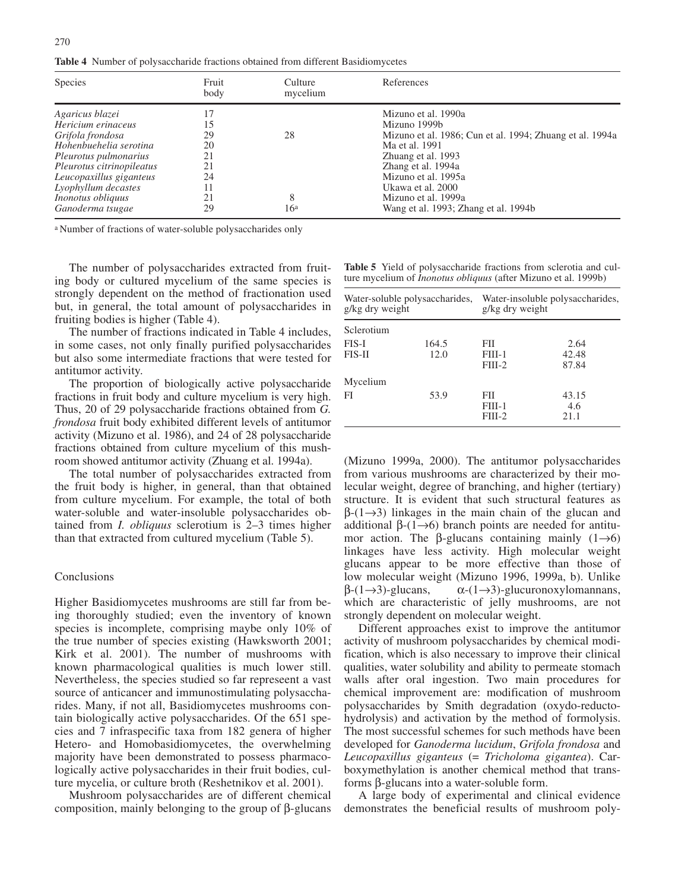**Table 4** Number of polysaccharide fractions obtained from different Basidiomycetes

| Species | Fruit body | Culture mycelium | References |
|---|---|---|---|
| *Agaricus blazei* | 17 | | Mizuno et al. 1990a |
| *Hericium erinaceus* | 15 | | Mizuno 1999b |
| *Grifola frondosa* | 29 | 28 | Mizuno et al. 1986; Cun et al. 1994; Zhuang et al. 1994a |
| *Hohenbuehelia serotina* | 20 | | Ma et al. 1991 |
| *Pleurotus pulmonarius* | 21 | | Zhuang et al. 1993 |
| *Pleurotus citrinopileatus* | 21 | | Zhang et al. 1994a |
| *Leucopaxillus giganteus* | 24 | | Mizuno et al. 1995a |
| *Lyophyllum decastes* | 11 | | Ukawa et al. 2000 |
| *Inonotus obliquus* | 21 | 8 | Mizuno et al. 1999a |
| *Ganoderma tsugae* | 29 | 16[a] | Wang et al. 1993; Zhang et al. 1994b |

[a] Number of fractions of water-soluble polysaccharides only

The number of polysaccharides extracted from fruiting body or cultured mycelium of the same species is strongly dependent on the method of fractionation used but, in general, the total amount of polysaccharides in fruiting bodies is higher (Table 4).

The number of fractions indicated in Table 4 includes, in some cases, not only finally purified polysaccharides but also some intermediate fractions that were tested for antitumor activity.

The proportion of biologically active polysaccharide fractions in fruit body and culture mycelium is very high. Thus, 20 of 29 polysaccharide fractions obtained from *G. frondosa* fruit body exhibited different levels of antitumor activity (Mizuno et al. 1986), and 24 of 28 polysaccharide fractions obtained from culture mycelium of this mushroom showed antitumor activity (Zhuang et al. 1994a).

The total number of polysaccharides extracted from the fruit body is higher, in general, than that obtained from culture mycelium. For example, the total of both water-soluble and water-insoluble polysaccharides obtained from *I. obliquus* sclerotium is 2–3 times higher than that extracted from cultured mycelium (Table 5).

**Table 5** Yield of polysaccharide fractions from sclerotia and culture mycelium of *Inonotus obliquus* (after Mizuno et al. 1999b)

| Water-soluble polysaccharides, g/kg dry weight | | Water-insoluble polysaccharides, g/kg dry weight | |
|---|---|---|---|
| Sclerotium | | | |
| FIS-I | 164.5 | FII | 2.64 |
| FIS-II | 12.0 | FIII-1 | 42.48 |
| | | FIII-2 | 87.84 |
| Mycelium | | | |
| FI | 53.9 | FII | 43.15 |
| | | FIII-1 | 4.6 |
| | | FIII-2 | 21.1 |

## Conclusions

Higher Basidiomycetes mushrooms are still far from being thoroughly studied; even the inventory of known species is incomplete, comprising maybe only 10% of the true number of species existing (Hawksworth 2001; Kirk et al. 2001). The number of mushrooms with known pharmacological qualities is much lower still. Nevertheless, the species studied so far represeent a vast source of anticancer and immunostimulating polysaccharides. Many, if not all, Basidiomycetes mushrooms contain biologically active polysaccharides. Of the 651 species and 7 infraspecific taxa from 182 genera of higher Hetero- and Homobasidiomycetes, the overwhelming majority have been demonstrated to possess pharmacologically active polysaccharides in their fruit bodies, culture mycelia, or culture broth (Reshetnikov et al. 2001).

Mushroom polysaccharides are of different chemical composition, mainly belonging to the group of β-glucans (Mizuno 1999a, 2000). The antitumor polysaccharides from various mushrooms are characterized by their molecular weight, degree of branching, and higher (tertiary) structure. It is evident that such structural features as β-(1→3) linkages in the main chain of the glucan and additional β-(1→6) branch points are needed for antitumor action. The β-glucans containing mainly (1→6) linkages have less activity. High molecular weight glucans appear to be more effective than those of low molecular weight (Mizuno 1996, 1999a, b). Unlike β-(1→3)-glucans, α-(1→3)-glucuronoxylomannans, which are characteristic of jelly mushrooms, are not strongly dependent on molecular weight.

Different approaches exist to improve the antitumor activity of mushroom polysaccharides by chemical modification, which is also necessary to improve their clinical qualities, water solubility and ability to permeate stomach walls after oral ingestion. Two main procedures for chemical improvement are: modification of mushroom polysaccharides by Smith degradation (oxydo-reducto-hydrolysis) and activation by the method of formolysis. The most successful schemes for such methods have been developed for *Ganoderma lucidum*, *Grifola frondosa* and *Leucopaxillus giganteus* (= *Tricholoma gigantea*). Carboxymethylation is another chemical method that transforms β-glucans into a water-soluble form.

A large body of experimental and clinical evidence demonstrates the beneficial results of mushroom poly-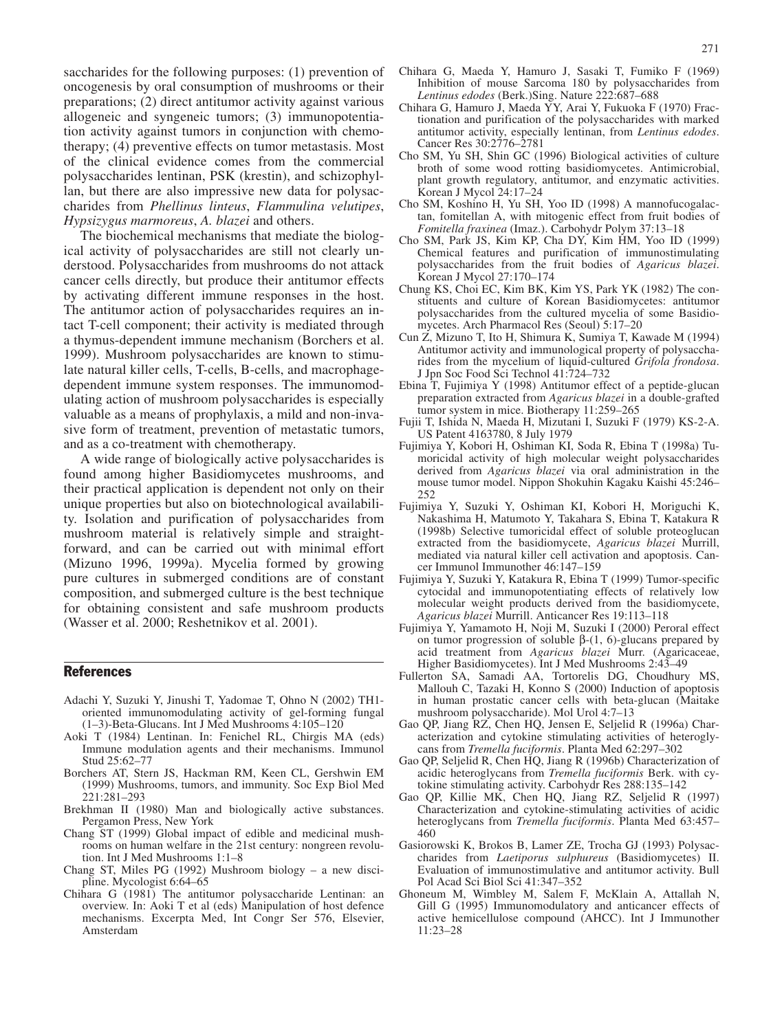saccharides for the following purposes: (1) prevention of oncogenesis by oral consumption of mushrooms or their preparations; (2) direct antitumor activity against various allogeneic and syngeneic tumors; (3) immunopotentiation activity against tumors in conjunction with chemotherapy; (4) preventive effects on tumor metastasis. Most of the clinical evidence comes from the commercial polysaccharides lentinan, PSK (krestin), and schizophyllan, but there are also impressive new data for polysaccharides from *Phellinus linteus*, *Flammulina velutipes*, *Hypsizygus marmoreus*, *A. blazei* and others.

The biochemical mechanisms that mediate the biological activity of polysaccharides are still not clearly understood. Polysaccharides from mushrooms do not attack cancer cells directly, but produce their antitumor effects by activating different immune responses in the host. The antitumor action of polysaccharides requires an intact T-cell component; their activity is mediated through a thymus-dependent immune mechanism (Borchers et al. 1999). Mushroom polysaccharides are known to stimulate natural killer cells, T-cells, B-cells, and macrophage-dependent immune system responses. The immunomodulating action of mushroom polysaccharides is especially valuable as a means of prophylaxis, a mild and non-invasive form of treatment, prevention of metastatic tumors, and as a co-treatment with chemotherapy.

A wide range of biologically active polysaccharides is found among higher Basidiomycetes mushrooms, and their practical application is dependent not only on their unique properties but also on biotechnological availability. Isolation and purification of polysaccharides from mushroom material is relatively simple and straightforward, and can be carried out with minimal effort (Mizuno 1996, 1999a). Mycelia formed by growing pure cultures in submerged conditions are of constant composition, and submerged culture is the best technique for obtaining consistent and safe mushroom products (Wasser et al. 2000; Reshetnikov et al. 2001).

## References

Adachi Y, Suzuki Y, Jinushi T, Yadomae T, Ohno N (2002) TH1-oriented immunomodulating activity of gel-forming fungal (1–3)-Beta-Glucans. Int J Med Mushrooms 4:105–120

Aoki T (1984) Lentinan. In: Fenichel RL, Chirgis MA (eds) Immune modulation agents and their mechanisms. Immunol Stud 25:62–77

Borchers AT, Stern JS, Hackman RM, Keen CL, Gershwin EM (1999) Mushrooms, tumors, and immunity. Soc Exp Biol Med 221:281–293

Brekhman II (1980) Man and biologically active substances. Pergamon Press, New York

Chang ST (1999) Global impact of edible and medicinal mushrooms on human welfare in the 21st century: nongreen revolution. Int J Med Mushrooms 1:1–8

Chang ST, Miles PG (1992) Mushroom biology – a new discipline. Mycologist 6:64–65

Chihara G (1981) The antitumor polysaccharide Lentinan: an overview. In: Aoki T et al (eds) Manipulation of host defence mechanisms. Excerpta Med, Int Congr Ser 576, Elsevier, Amsterdam

Chihara G, Maeda Y, Hamuro J, Sasaki T, Fumiko F (1969) Inhibition of mouse Sarcoma 180 by polysaccharides from *Lentinus edodes* (Berk.)Sing. Nature 222:687–688

Chihara G, Hamuro J, Maeda YY, Arai Y, Fukuoka F (1970) Fractionation and purification of the polysaccharides with marked antitumor activity, especially lentinan, from *Lentinus edodes*. Cancer Res 30:2776–2781

Cho SM, Yu SH, Shin GC (1996) Biological activities of culture broth of some wood rotting basidiomycetes. Antimicrobial, plant growth regulatory, antitumor, and enzymatic activities. Korean J Mycol 24:17–24

Cho SM, Koshino H, Yu SH, Yoo ID (1998) A mannofucogalactan, fomitellan A, with mitogenic effect from fruit bodies of *Fomitella fraxinea* (Imaz.). Carbohydr Polym 37:13–18

Cho SM, Park JS, Kim KP, Cha DY, Kim HM, Yoo ID (1999) Chemical features and purification of immunostimulating polysaccharides from the fruit bodies of *Agaricus blazei*. Korean J Mycol 27:170–174

Chung KS, Choi EC, Kim BK, Kim YS, Park YK (1982) The constituents and culture of Korean Basidiomycetes: antitumor polysaccharides from the cultured mycelia of some Basidiomycetes. Arch Pharmacol Res (Seoul) 5:17–20

Cun Z, Mizuno T, Ito H, Shimura K, Sumiya T, Kawade M (1994) Antitumor activity and immunological property of polysaccharides from the mycelium of liquid-cultured *Grifola frondosa*. J Jpn Soc Food Sci Technol 41:724–732

Ebina T, Fujimiya Y (1998) Antitumor effect of a peptide-glucan preparation extracted from *Agaricus blazei* in a double-grafted tumor system in mice. Biotherapy 11:259–265

Fujii T, Ishida N, Maeda H, Mizutani I, Suzuki F (1979) KS-2-A. US Patent 4163780, 8 July 1979

Fujimiya Y, Kobori H, Oshiman KI, Soda R, Ebina T (1998a) Tumoricidal activity of high molecular weight polysaccharides derived from *Agaricus blazei* via oral administration in the mouse tumor model. Nippon Shokuhin Kagaku Kaishi 45:246–252

Fujimiya Y, Suzuki Y, Oshiman KI, Kobori H, Moriguchi K, Nakashima H, Matumoto Y, Takahara S, Ebina T, Katakura R (1998b) Selective tumoricidal effect of soluble proteoglucan extracted from the basidiomycete, *Agaricus blazei* Murrill, mediated via natural killer cell activation and apoptosis. Cancer Immunol Immunother 46:147–159

Fujimiya Y, Suzuki Y, Katakura R, Ebina T (1999) Tumor-specific cytocidal and immunopotentiating effects of relatively low molecular weight products derived from the basidiomycete, *Agaricus blazei* Murrill. Anticancer Res 19:113–118

Fujimiya Y, Yamamoto H, Noji M, Suzuki I (2000) Peroral effect on tumor progression of soluble β-(1, 6)-glucans prepared by acid treatment from *Agaricus blazei* Murr. (Agaricaceae, Higher Basidiomycetes). Int J Med Mushrooms 2:43–49

Fullerton SA, Samadi AA, Tortorelis DG, Choudhury MS, Mallouh C, Tazaki H, Konno S (2000) Induction of apoptosis in human prostatic cancer cells with beta-glucan (Maitake mushroom polysaccharide). Mol Urol 4:7–13

Gao QP, Jiang RZ, Chen HQ, Jensen E, Seljelid R (1996a) Characterization and cytokine stimulating activities of heteroglycans from *Tremella fuciformis*. Planta Med 62:297–302

Gao QP, Seljelid R, Chen HQ, Jiang R (1996b) Characterization of acidic heteroglycans from *Tremella fuciformis* Berk. with cytokine stimulating activity. Carbohydr Res 288:135–142

Gao QP, Killie MK, Chen HQ, Jiang RZ, Seljelid R (1997) Characterization and cytokine-stimulating activities of acidic heteroglycans from *Tremella fuciformis*. Planta Med 63:457–460

Gasiorowski K, Brokos B, Lamer ZE, Trocha GJ (1993) Polysaccharides from *Laetiporus sulphureus* (Basidiomycetes) II. Evaluation of immunostimulative and antitumor activity. Bull Pol Acad Sci Biol Sci 41:347–352

Ghoneum M, Wimbley M, Salem F, McKlain A, Attallah N, Gill G (1995) Immunomodulatory and anticancer effects of active hemicellulose compound (AHCC). Int J Immunother 11:23–28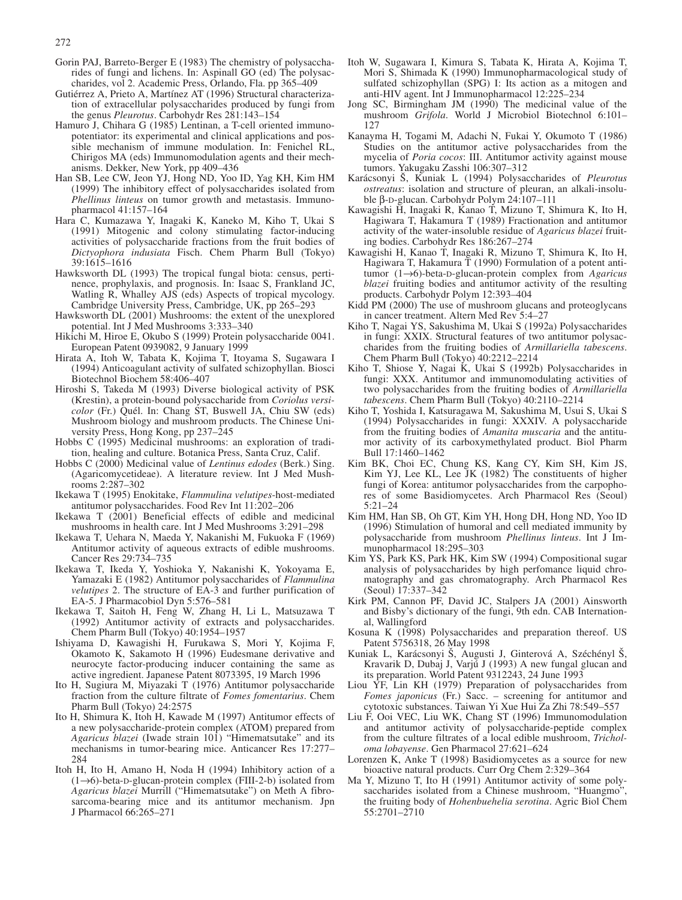Gorin PAJ, Barreto-Berger E (1983) The chemistry of polysaccharides of fungi and lichens. In: Aspinall GO (ed) The polysaccharides, vol 2. Academic Press, Orlando, Fla. pp 365–409

Gutiérrez A, Prieto A, Martínez AT (1996) Structural characterization of extracellular polysaccharides produced by fungi from the genus *Pleurotus*. Carbohydr Res 281:143–154

Hamuro J, Chihara G (1985) Lentinan, a T-cell oriented immunopotentiator: its experimental and clinical applications and possible mechanism of immune modulation. In: Fenichel RL, Chirigos MA (eds) Immunomodulation agents and their mechanisms. Dekker, New York, pp 409–436

Han SB, Lee CW, Jeon YJ, Hong ND, Yoo ID, Yag KH, Kim HM (1999) The inhibitory effect of polysaccharides isolated from *Phellinus linteus* on tumor growth and metastasis. Immunopharmacol 41:157–164

Hara C, Kumazawa Y, Inagaki K, Kaneko M, Kiho T, Ukai S (1991) Mitogenic and colony stimulating factor-inducing activities of polysaccharide fractions from the fruit bodies of *Dictyophora indusiata* Fisch. Chem Pharm Bull (Tokyo) 39:1615–1616

Hawksworth DL (1993) The tropical fungal biota: census, pertinence, prophylaxis, and prognosis. In: Isaac S, Frankland JC, Watling R, Whalley AJS (eds) Aspects of tropical mycology. Cambridge University Press, Cambridge, UK, pp 265–293

Hawksworth DL (2001) Mushrooms: the extent of the unexplored potential. Int J Med Mushrooms 3:333–340

Hikichi M, Hiroe E, Okubo S (1999) Protein polysaccharide 0041. European Patent 0939082, 9 January 1999

Hirata A, Itoh W, Tabata K, Kojima T, Itoyama S, Sugawara I (1994) Anticoagulant activity of sulfated schizophyllan. Biosci Biotechnol Biochem 58:406–407

Hiroshi S, Takeda M (1993) Diverse biological activity of PSK (Krestin), a protein-bound polysaccharide from *Coriolus versicolor* (Fr.) Quél. In: Chang ST, Buswell JA, Chiu SW (eds) Mushroom biology and mushroom products. The Chinese University Press, Hong Kong, pp 237–245

Hobbs C (1995) Medicinal mushrooms: an exploration of tradition, healing and culture. Botanica Press, Santa Cruz, Calif.

Hobbs C (2000) Medicinal value of *Lentinus edodes* (Berk.) Sing. (Agaricomycetideae). A literature review. Int J Med Mushrooms 2:287–302

Ikekawa T (1995) Enokitake, *Flammulina velutipes*-host-mediated antitumor polysaccharides. Food Rev Int 11:202–206

Ikekawa T (2001) Beneficial effects of edible and medicinal mushrooms in health care. Int J Med Mushrooms 3:291–298

Ikekawa T, Uehara N, Maeda Y, Nakanishi M, Fukuoka F (1969) Antitumor activity of aqueous extracts of edible mushrooms. Cancer Res 29:734–735

Ikekawa T, Ikeda Y, Yoshioka Y, Nakanishi K, Yokoyama E, Yamazaki E (1982) Antitumor polysaccharides of *Flammulina velutipes* 2. The structure of EA-3 and further purification of EA-5. J Pharmacobiol Dyn 5:576–581

Ikekawa T, Saitoh H, Feng W, Zhang H, Li L, Matsuzawa T (1992) Antitumor activity of extracts and polysaccharides. Chem Pharm Bull (Tokyo) 40:1954–1957

Ishiyama D, Kawagishi H, Furukawa S, Mori Y, Kojima F, Okamoto K, Sakamoto H (1996) Eudesmane derivative and neurocyte factor-producing inducer containing the same as active ingredient. Japanese Patent 8073395, 19 March 1996

Ito H, Sugiura M, Miyazaki T (1976) Antitumor polysaccharide fraction from the culture filtrate of *Fomes fomentarius*. Chem Pharm Bull (Tokyo) 24:2575

Ito H, Shimura K, Itoh H, Kawade M (1997) Antitumor effects of a new polysaccharide-protein complex (ATOM) prepared from *Agaricus blazei* (Iwade strain 101) "Himematsutake" and its mechanisms in tumor-bearing mice. Anticancer Res 17:277–284

Itoh H, Ito H, Amano H, Noda H (1994) Inhibitory action of a (1→6)-beta-D-glucan-protein complex (FIII-2-b) isolated from *Agaricus blazei* Murrill ("Himematsutake") on Meth A fibrosarcoma-bearing mice and its antitumor mechanism. Jpn J Pharmacol 66:265–271

Itoh W, Sugawara I, Kimura S, Tabata K, Hirata A, Kojima T, Mori S, Shimada K (1990) Immunopharmacological study of sulfated schizophyllan (SPG) I: Its action as a mitogen and anti-HIV agent. Int J Immunopharmacol 12:225–234

Jong SC, Birmingham JM (1990) The medicinal value of the mushroom *Grifola*. World J Microbiol Biotechnol 6:101–127

Kanayma H, Togami M, Adachi N, Fukai Y, Okumoto T (1986) Studies on the antitumor active polysaccharides from the mycelia of *Poria cocos*: III. Antitumor activity against mouse tumors. Yakugaku Zasshi 106:307–312

Karácsonyi Š, Kuniak L (1994) Polysaccharides of *Pleurotus ostreatus*: isolation and structure of pleuran, an alkali-insoluble β-D-glucan. Carbohydr Polym 24:107–111

Kawagishi H, Inagaki R, Kanao T, Mizuno T, Shimura K, Ito H, Hagiwara T, Hakamura T (1989) Fractionation and antitumor activity of the water-insoluble residue of *Agaricus blazei* fruiting bodies. Carbohydr Res 186:267–274

Kawagishi H, Kanao T, Inagaki R, Mizuno T, Shimura K, Ito H, Hagiwara T, Hakamura T (1990) Formulation of a potent antitumor (1→6)-beta-D-glucan-protein complex from *Agaricus blazei* fruiting bodies and antitumor activity of the resulting products. Carbohydr Polym 12:393–404

Kidd PM (2000) The use of mushroom glucans and proteoglycans in cancer treatment. Altern Med Rev 5:4–27

Kiho T, Nagai YS, Sakushima M, Ukai S (1992a) Polysaccharides in fungi: XXIX. Structural features of two antitumor polysaccharides from the fruiting bodies of *Armillariella tabescens*. Chem Pharm Bull (Tokyo) 40:2212–2214

Kiho T, Shiose Y, Nagai K, Ukai S (1992b) Polysaccharides in fungi: XXX. Antitumor and immunomodulating activities of two polysaccharides from the fruiting bodies of *Armillariella tabescens*. Chem Pharm Bull (Tokyo) 40:2110–2214

Kiho T, Yoshida I, Katsuragawa M, Sakushima M, Usui S, Ukai S (1994) Polysaccharides in fungi: XXXIV. A polysaccharide from the fruiting bodies of *Amanita muscaria* and the antitumor activity of its carboxymethylated product. Biol Pharm Bull 17:1460–1462

Kim BK, Choi EC, Chung KS, Kang CY, Kim SH, Kim JS, Kim YJ, Lee KL, Lee JK (1982) The constituents of higher fungi of Korea: antitumor polysaccharides from the carpophores of some Basidiomycetes. Arch Pharmacol Res (Seoul) 5:21–24

Kim HM, Han SB, Oh GT, Kim YH, Hong DH, Hong ND, Yoo ID (1996) Stimulation of humoral and cell mediated immunity by polysaccharide from mushroom *Phellinus linteus*. Int J Immunopharmacol 18:295–303

Kim YS, Park KS, Park HK, Kim SW (1994) Compositional sugar analysis of polysaccharides by high perfomance liquid chromatography and gas chromatography. Arch Pharmacol Res (Seoul) 17:337–342

Kirk PM, Cannon PF, David JC, Stalpers JA (2001) Ainsworth and Bisby's dictionary of the fungi, 9th edn. CAB International, Wallingford

Kosuna K (1998) Polysaccharides and preparation thereof. US Patent 5756318, 26 May 1998

Kuniak L, Karácsonyi Š, Augusti J, Ginterová A, Széchényl Š, Kravarik D, Dubaj J, Varjú J (1993) A new fungal glucan and its preparation. World Patent 9312243, 24 June 1993

Liou YF, Lin KH (1979) Preparation of polysaccharides from *Fomes japonicus* (Fr.) Sacc. – screening for antitumor and cytotoxic substances. Taiwan Yi Xue Hui Za Zhi 78:549–557

Liu F, Ooi VEC, Liu WK, Chang ST (1996) Immunomodulation and antitumor activity of polysaccharide-peptide complex from the culture filtrates of a local edible mushroom, *Tricholoma lobayense*. Gen Pharmacol 27:621–624

Lorenzen K, Anke T (1998) Basidiomycetes as a source for new bioactive natural products. Curr Org Chem 2:329–364

Ma Y, Mizuno T, Ito H (1991) Antitumor activity of some polysaccharides isolated from a Chinese mushroom, "Huangmo", the fruiting body of *Hohenbuehelia serotina*. Agric Biol Chem 55:2701–2710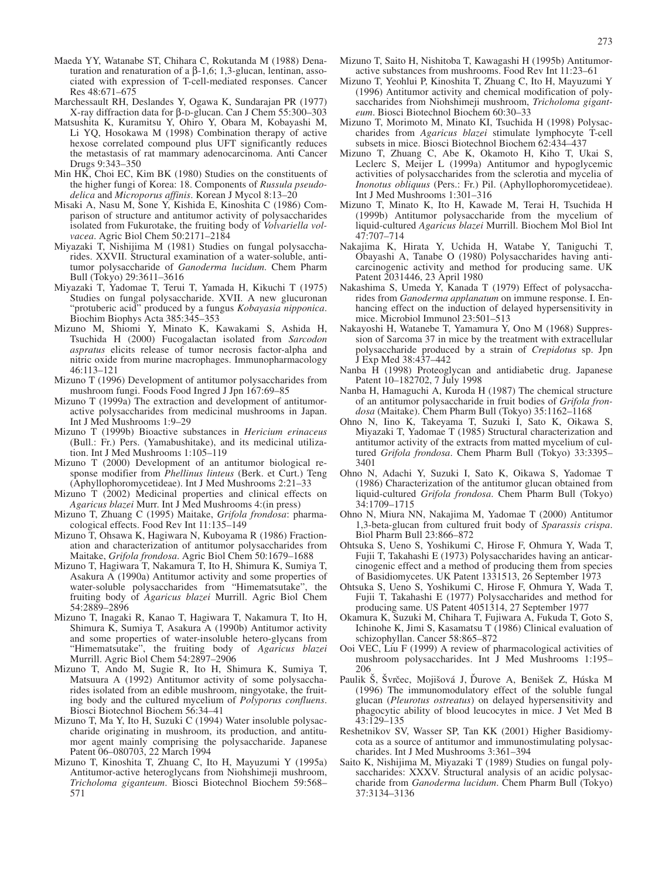Maeda YY, Watanabe ST, Chihara C, Rokutanda M (1988) Denaturation and renaturation of a β-1,6; 1,3-glucan, lentinan, associated with expression of T-cell-mediated responses. Cancer Res 48:671–675

Marchessault RH, Deslandes Y, Ogawa K, Sundarajan PR (1977) X-ray diffraction data for β-D-glucan. Can J Chem 55:300–303

Matsushita K, Kuramitsu Y, Ohiro Y, Obara M, Kobayashi M, Li YQ, Hosokawa M (1998) Combination therapy of active hexose correlated compound plus UFT significantly reduces the metastasis of rat mammary adenocarcinoma. Anti Cancer Drugs 9:343–350

Min HK, Choi EC, Kim BK (1980) Studies on the constituents of the higher fungi of Korea: 18. Components of *Russula pseudodelica* and *Microporus affinis*. Korean J Mycol 8:13–20

Misaki A, Nasu M, Sone Y, Kishida E, Kinoshita C (1986) Comparison of structure and antitumor activity of polysaccharides isolated from Fukurotake, the fruiting body of *Volvariella volvacea*. Agric Biol Chem 50:2171–2184

Miyazaki T, Nishijima M (1981) Studies on fungal polysaccharides. XXVII. Structural examination of a water-soluble, antitumor polysaccharide of *Ganoderma lucidum*. Chem Pharm Bull (Tokyo) 29:3611–3616

Miyazaki T, Yadomae T, Terui T, Yamada H, Kikuchi T (1975) Studies on fungal polysaccharide. XVII. A new glucuronan "protuberic acid" produced by a fungus *Kobayasia nipponica*. Biochim Biophys Acta 385:345–353

Mizuno M, Shiomi Y, Minato K, Kawakami S, Ashida H, Tsuchida H (2000) Fucogalactan isolated from *Sarcodon aspratus* elicits release of tumor necrosis factor-alpha and nitric oxide from murine macrophages. Immunopharmacology 46:113–121

Mizuno T (1996) Development of antitumor polysaccharides from mushroom fungi. Foods Food Ingred J Jpn 167:69–85

Mizuno T (1999a) The extraction and development of antitumor-active polysaccharides from medicinal mushrooms in Japan. Int J Med Mushrooms 1:9–29

Mizuno T (1999b) Bioactive substances in *Hericium erinaceus* (Bull.: Fr.) Pers. (Yamabushitake), and its medicinal utilization. Int J Med Mushrooms 1:105–119

Mizuno T (2000) Development of an antitumor biological response modifier from *Phellinus linteus* (Berk. et Curt.) Teng (Aphyllophoromycetideae). Int J Med Mushrooms 2:21–33

Mizuno T (2002) Medicinal properties and clinical effects on *Agaricus blazei* Murr. Int J Med Mushrooms 4:(in press)

Mizuno T, Zhuang C (1995) Maitake, *Grifola frondosa*: pharmacological effects. Food Rev Int 11:135–149

Mizuno T, Ohsawa K, Hagiwara N, Kuboyama R (1986) Fractionation and characterization of antitumor polysaccharides from Maitake, *Grifola frondosa*. Agric Biol Chem 50:1679–1688

Mizuno T, Hagiwara T, Nakamura T, Ito H, Shimura K, Sumiya T, Asakura A (1990a) Antitumor activity and some properties of water-soluble polysaccharides from "Himematsutake", the fruiting body of *Agaricus blazei* Murrill. Agric Biol Chem 54:2889–2896

Mizuno T, Inagaki R, Kanao T, Hagiwara T, Nakamura T, Ito H, Shimura K, Sumiya T, Asakura A (1990b) Antitumor activity and some properties of water-insoluble hetero-glycans from "Himematsutake", the fruiting body of *Agaricus blazei* Murrill. Agric Biol Chem 54:2897–2906

Mizuno T, Ando M, Sugie R, Ito H, Shimura K, Sumiya T, Matsuura A (1992) Antitumor activity of some polysaccharides isolated from an edible mushroom, ningyotake, the fruiting body and the cultured mycelium of *Polyporus confluens*. Biosci Biotechnol Biochem 56:34–41

Mizuno T, Ma Y, Ito H, Suzuki C (1994) Water insoluble polysaccharide originating in mushroom, its production, and antitumor agent mainly comprising the polysaccharide. Japanese Patent 06–080703, 22 March 1994

Mizuno T, Kinoshita T, Zhuang C, Ito H, Mayuzumi Y (1995a) Antitumor-active heteroglycans from Niohshimeji mushroom, *Tricholoma giganteum*. Biosci Biotechnol Biochem 59:568–571

Mizuno T, Saito H, Nishitoba T, Kawagashi H (1995b) Antitumor-active substances from mushrooms. Food Rev Int 11:23–61

Mizuno T, Yeohlui P, Kinoshita T, Zhuang C, Ito H, Mayuzumi Y (1996) Antitumor activity and chemical modification of polysaccharides from Niohshimeji mushroom, *Tricholoma giganteum*. Biosci Biotechnol Biochem 60:30–33

Mizuno T, Morimoto M, Minato KI, Tsuchida H (1998) Polysaccharides from *Agaricus blazei* stimulate lymphocyte T-cell subsets in mice. Biosci Biotechnol Biochem 62:434–437

Mizuno T, Zhuang C, Abe K, Okamoto H, Kiho T, Ukai S, Leclerc S, Meijer L (1999a) Antitumor and hypoglycemic activities of polysaccharides from the sclerotia and mycelia of *Inonotus obliquus* (Pers.: Fr.) Pil. (Aphyllophoromycetideae). Int J Med Mushrooms 1:301–316

Mizuno T, Minato K, Ito H, Kawade M, Terai H, Tsuchida H (1999b) Antitumor polysaccharide from the mycelium of liquid-cultured *Agaricus blazei* Murrill. Biochem Mol Biol Int 47:707–714

Nakajima K, Hirata Y, Uchida H, Watabe Y, Taniguchi T, Obayashi A, Tanabe O (1980) Polysaccharides having anticarcinogenic activity and method for producing same. UK Patent 2031446, 23 April 1980

Nakashima S, Umeda Y, Kanada T (1979) Effect of polysaccharides from *Ganoderma applanatum* on immune response. I. Enhancing effect on the induction of delayed hypersensitivity in mice. Microbiol Immunol 23:501–513

Nakayoshi H, Watanebe T, Yamamura Y, Ono M (1968) Suppression of Sarcoma 37 in mice by the treatment with extracellular polysaccharide produced by a strain of *Crepidotus* sp. Jpn J Exp Med 38:437–442

Nanba H (1998) Proteoglycan and antidiabetic drug. Japanese Patent 10–182702, 7 July 1998

Nanba H, Hamaguchi A, Kuroda H (1987) The chemical structure of an antitumor polysaccharide in fruit bodies of *Grifola frondosa* (Maitake). Chem Pharm Bull (Tokyo) 35:1162–1168

Ohno N, Iino K, Takeyama T, Suzuki I, Sato K, Oikawa S, Miyazaki T, Yadomae T (1985) Structural characterization and antitumor activity of the extracts from matted mycelium of cultured *Grifola frondosa*. Chem Pharm Bull (Tokyo) 33:3395–3401

Ohno N, Adachi Y, Suzuki I, Sato K, Oikawa S, Yadomae T (1986) Characterization of the antitumor glucan obtained from liquid-cultured *Grifola frondosa*. Chem Pharm Bull (Tokyo) 34:1709–1715

Ohno N, Miura NN, Nakajima M, Yadomae T (2000) Antitumor 1,3-beta-glucan from cultured fruit body of *Sparassis crispa*. Biol Pharm Bull 23:866–872

Ohtsuka S, Ueno S, Yoshikumi C, Hirose F, Ohmura Y, Wada T, Fujii T, Takahashi E (1973) Polysaccharides having an anticarcinogenic effect and a method of producing them from species of Basidiomycetes. UK Patent 1331513, 26 September 1973

Ohtsuka S, Ueno S, Yoshikumi C, Hirose F, Ohmura Y, Wada T, Fujii T, Takahashi E (1977) Polysaccharides and method for producing same. US Patent 4051314, 27 September 1977

Okamura K, Suzuki M, Chihara T, Fujiwara A, Fukuda T, Goto S, Ichinohe K, Jimi S, Kasamatsu T (1986) Clinical evaluation of schizophyllan. Cancer 58:865–872

Ooi VEC, Liu F (1999) A review of pharmacological activities of mushroom polysaccharides. Int J Med Mushrooms 1:195–206

Paulik Š, Švrček, Mojišová J, Ďurove A, Beníšek Z, Húska M (1996) The immunomodulatory effect of the soluble fungal glucan (*Pleurotus ostreatus*) on delayed hypersensitivity and phagocytic ability of blood leucocytes in mice. J Vet Med B 43:129–135

Reshetnikov SV, Wasser SP, Tan KK (2001) Higher Basidiomycota as a source of antitumor and immunostimulating polysaccharides. Int J Med Mushrooms 3:361–394

Saito K, Nishijima M, Miyazaki T (1989) Studies on fungal polysaccharides: XXXV. Structural analysis of an acidic polysaccharide from *Ganoderma lucidum*. Chem Pharm Bull (Tokyo) 37:3134–3136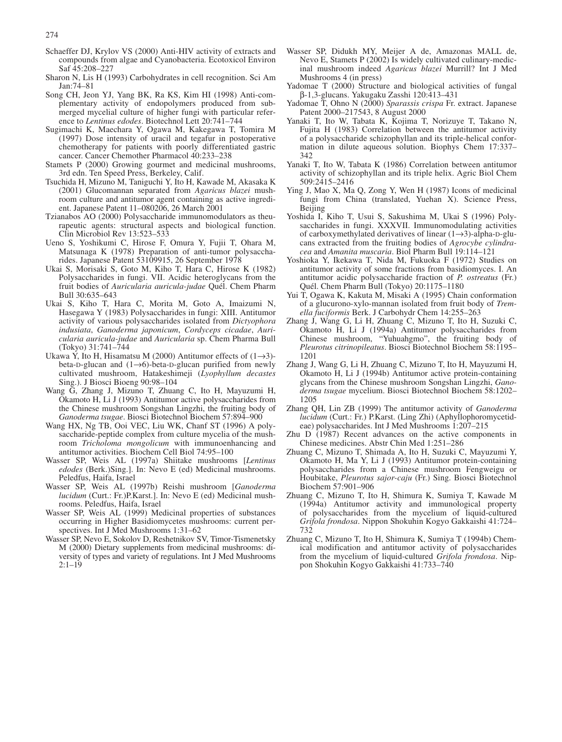Schaeffer DJ, Krylov VS (2000) Anti-HIV activity of extracts and compounds from algae and Cyanobacteria. Ecotoxicol Environ Saf 45:208–227

Sharon N, Lis H (1993) Carbohydrates in cell recognition. Sci Am Jan:74–81

Song CH, Jeon YJ, Yang BK, Ra KS, Kim HI (1998) Anti-complementary activity of endopolymers produced from submerged mycelial culture of higher fungi with particular reference to *Lentinus edodes*. Biotechnol Lett 20:741–744

Sugimachi K, Maechara Y, Ogawa M, Kakegawa T, Tomira M (1997) Dose intensity of uracil and tegafur in postoperative chemotherapy for patients with poorly differentiated gastric cancer. Cancer Chemother Pharmacol 40:233–238

Stamets P (2000) Growing gourmet and medicinal mushrooms, 3rd edn. Ten Speed Press, Berkeley, Calif.

Tsuchida H, Mizuno M, Taniguchi Y, Ito H, Kawade M, Akasaka K (2001) Glucomannan separated from *Agaricus blazei* mushroom culture and antitumor agent containing as active ingredient. Japanese Patent 11–080206, 26 March 2001

Tzianabos AO (2000) Polysaccharide immunomodulators as theurapeutic agents: structural aspects and biological function. Clin Microbiol Rev 13:523–533

Ueno S, Yoshikumi C, Hirose F, Omura Y, Fujii T, Ohara M, Matsunaga K (1978) Preparation of anti-tumor polysaccharides. Japanese Patent 53109915, 26 September 1978

Ukai S, Morisaki S, Goto M, Kiho T, Hara C, Hirose K (1982) Polysaccharides in fungi. VII. Acidic heteroglycans from the fruit bodies of *Auricularia auricula-judae* Quél. Chem Pharm Bull 30:635–643

Ukai S, Kiho T, Hara C, Morita M, Goto A, Imaizumi N, Hasegawa Y (1983) Polysaccharides in fungi: XIII. Antitumor activity of various polysaccharides isolated from *Dictyophora indusiata*, *Ganoderma japonicum*, *Cordyceps cicadae*, *Auricularia auricula-judae* and *Auricularia* sp. Chem Pharma Bull (Tokyo) 31:741–744

Ukawa Y, Ito H, Hisamatsu M (2000) Antitumor effects of (1→3)-beta-D-glucan and (1→6)-beta-D-glucan purified from newly cultivated mushroom, Hatakeshimeji (*Lyophyllum decastes* Sing.). J Biosci Bioeng 90:98–104

Wang G, Zhang J, Mizuno T, Zhuang C, Ito H, Mayuzumi H, Okamoto H, Li J (1993) Antitumor active polysaccharides from the Chinese mushroom Songshan Lingzhi, the fruiting body of *Ganoderma tsugae*. Biosci Biotechnol Biochem 57:894–900

Wang HX, Ng TB, Ooi VEC, Liu WK, Chanf ST (1996) A polysaccharide-peptide complex from culture mycelia of the mushroom *Tricholoma mongolicum* with immunoenhancing and antitumor activities. Biochem Cell Biol 74:95–100

Wasser SP, Weis AL (1997a) Shiitake mushrooms [*Lentinus edodes* (Berk.)Sing.]. In: Nevo E (ed) Medicinal mushrooms. Peledfus, Haifa, Israel

Wasser SP, Weis AL (1997b) Reishi mushroom [*Ganoderma lucidum* (Curt.: Fr.)P.Karst.]. In: Nevo E (ed) Medicinal mushrooms. Peledfus, Haifa, Israel

Wasser SP, Weis AL (1999) Medicinal properties of substances occurring in Higher Basidiomycetes mushrooms: current perspectives. Int J Med Mushrooms 1:31–62

Wasser SP, Nevo E, Sokolov D, Reshetnikov SV, Timor-Tismenetsky M (2000) Dietary supplements from medicinal mushrooms: diversity of types and variety of regulations. Int J Med Mushrooms 2:1–19

Wasser SP, Didukh MY, Meijer A de, Amazonas MALL de, Nevo E, Stamets P (2002) Is widely cultivated culinary-medicinal mushroom indeed *Agaricus blazei* Murrill? Int J Med Mushrooms 4 (in press)

Yadomae T (2000) Structure and biological activities of fungal β-1,3-glucans. Yakugaku Zasshi 120:413–431

Yadomae T, Ohno N (2000) *Sparassis crispa* Fr. extract. Japanese Patent 2000–217543, 8 August 2000

Yanaki T, Ito W, Tabata K, Kojima T, Norizuye T, Takano N, Fujita H (1983) Correlation between the antitumor activity of a polysaccharide schizophyllan and its triple-helical conformation in dilute aqueous solution. Biophys Chem 17:337–342

Yanaki T, Ito W, Tabata K (1986) Correlation between antitumor activity of schizophyllan and its triple helix. Agric Biol Chem 509:2415–2416

Ying J, Mao X, Ma Q, Zong Y, Wen H (1987) Icons of medicinal fungi from China (translated, Yuehan X). Science Press, Beijing

Yoshida I, Kiho T, Usui S, Sakushima M, Ukai S (1996) Polysaccharides in fungi. XXXVII. Immunomodulating activities of carboxymethylated derivatives of linear (1→3)-alpha-D-glucans extracted from the fruiting bodies of *Agrocybe cylindracea* and *Amanita muscaria*. Biol Pharm Bull 19:114–121

Yoshioka Y, Ikekawa T, Nida M, Fukuoka F (1972) Studies on antitumor activity of some fractions from basidiomyces. I. An antitumor acidic polysaccharide fraction of *P. ostreatus* (Fr.) Quél. Chem Pharm Bull (Tokyo) 20:1175–1180

Yui T, Ogawa K, Kakuta M, Misaki A (1995) Chain conformation of a glucurono-xylo-mannan isolated from fruit body of *Tremella fuciformis* Berk. J Carbohydr Chem 14:255–263

Zhang J, Wang G, Li H, Zhuang C, Mizuno T, Ito H, Suzuki C, Okamoto H, Li J (1994a) Antitumor polysaccharides from Chinese mushroom, "Yuhuahgmo", the fruiting body of *Pleurotus citrinopileatus*. Biosci Biotechnol Biochem 58:1195–1201

Zhang J, Wang G, Li H, Zhuang C, Mizuno T, Ito H, Mayuzumi H, Okamoto H, Li J (1994b) Antitumor active protein-containing glycans from the Chinese mushroom Songshan Lingzhi, *Ganoderma tsugae* mycelium. Biosci Biotechnol Biochem 58:1202–1205

Zhang QH, Lin ZB (1999) The antitumor activity of *Ganoderma lucidum* (Curt.: Fr.) P.Karst. (Ling Zhi) (Aphyllophoromycetideae) polysaccharides. Int J Med Mushrooms 1:207–215

Zhu D (1987) Recent advances on the active components in Chinese medicines. Abstr Chin Med 1:251–286

Zhuang C, Mizuno T, Shimada A, Ito H, Suzuki C, Mayuzumi Y, Okamoto H, Ma Y, Li J (1993) Antitumor protein-containing polysaccharides from a Chinese mushroom Fengweigu or Houbitake, *Pleurotus sajor-caju* (Fr.) Sing. Biosci Biotechnol Biochem 57:901–906

Zhuang C, Mizuno T, Ito H, Shimura K, Sumiya T, Kawade M (1994a) Antitumor activity and immunological property of polysaccharides from the mycelium of liquid-cultured *Grifola frondosa*. Nippon Shokuhin Kogyo Gakkaishi 41:724–732

Zhuang C, Mizuno T, Ito H, Shimura K, Sumiya T (1994b) Chemical modification and antitumor activity of polysaccharides from the mycelium of liquid-cultured *Grifola frondosa*. Nippon Shokuhin Kogyo Gakkaishi 41:733–740